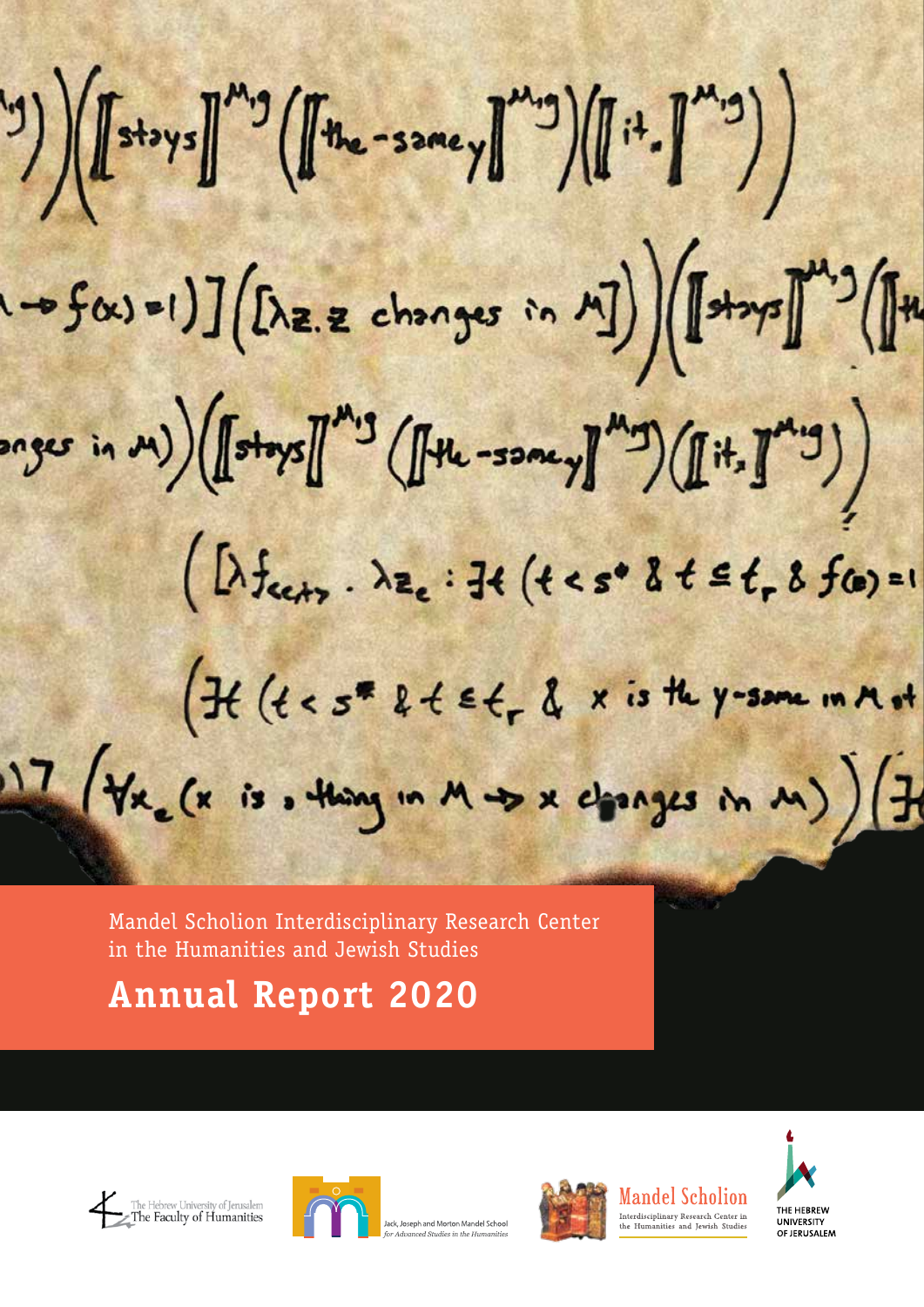Mandel Scholion Interdisciplinary Research Center in the Humanities and Jewish Studies

# Annual Report 2020

The Hebrew University of Jerusalem
The Faculty of Humanities

Jack, Joseph and Morton Mandel School *for Advanced Studies in the Humanities*

Mandel Scholion
Interdisciplinary Research Center in the Humanities and Jewish Studies

THE HEBREW UNIVERSITY OF JERUSALEM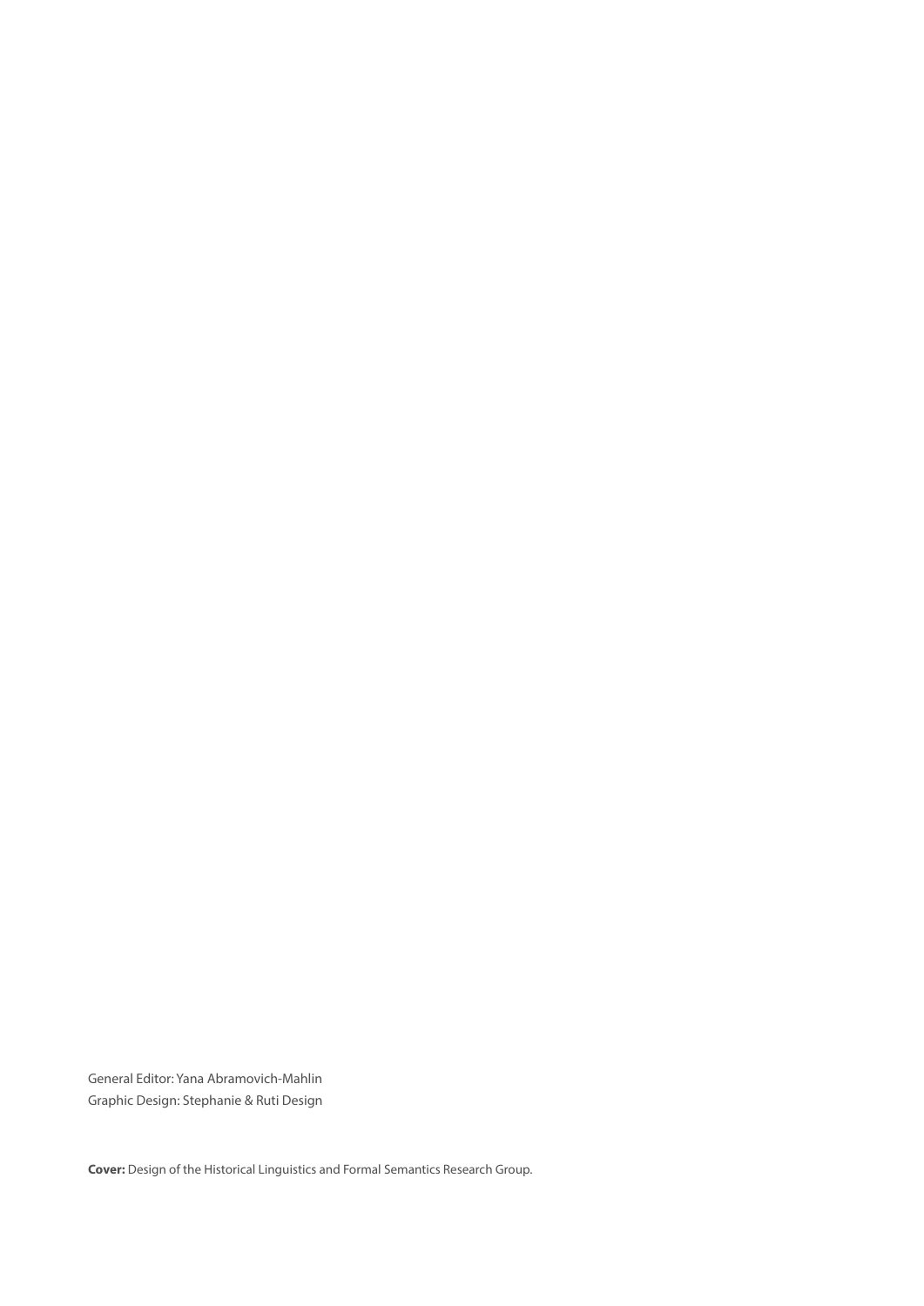General Editor: Yana Abramovich-Mahlin
Graphic Design: Stephanie & Ruti Design

**Cover:** Design of the Historical Linguistics and Formal Semantics Research Group.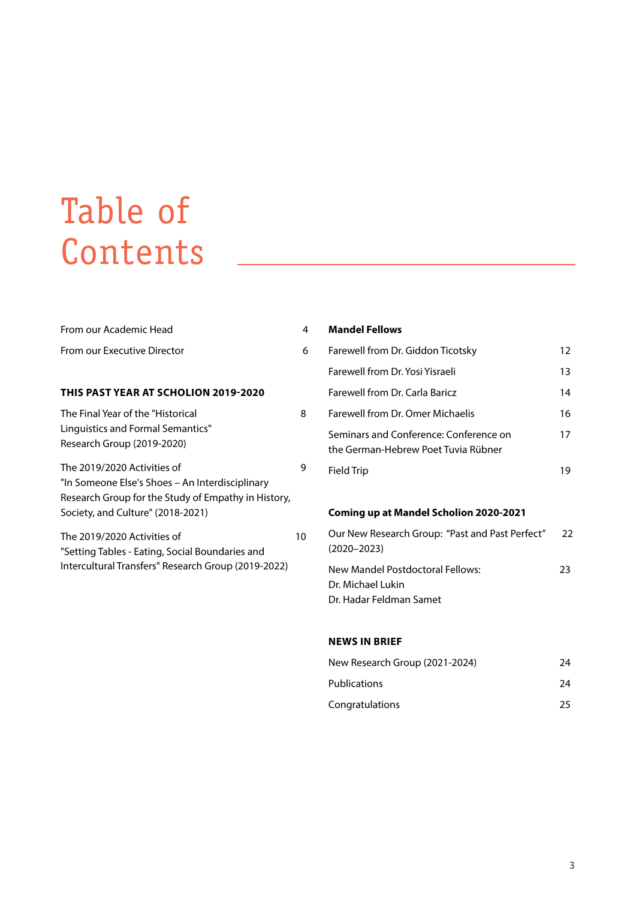# Table of Contents

From our Academic Head 4

From our Executive Director 6

**THIS PAST YEAR AT SCHOLION 2019-2020**

The Final Year of the "Historical Linguistics and Formal Semantics" Research Group (2019-2020) 8

The 2019/2020 Activities of "In Someone Else's Shoes – An Interdisciplinary Research Group for the Study of Empathy in History, Society, and Culture" (2018-2021) 9

The 2019/2020 Activities of "Setting Tables - Eating, Social Boundaries and Intercultural Transfers" Research Group (2019-2022) 10

**Mandel Fellows**

Farewell from Dr. Giddon Ticotsky 12

Farewell from Dr. Yosi Yisraeli 13

Farewell from Dr. Carla Baricz 14

Farewell from Dr. Omer Michaelis 16

Seminars and Conference: Conference on the German-Hebrew Poet Tuvia Rübner 17

Field Trip 19

**Coming up at Mandel Scholion 2020-2021**

Our New Research Group: "Past and Past Perfect" (2020–2023) 22

New Mandel Postdoctoral Fellows: Dr. Michael Lukin Dr. Hadar Feldman Samet 23

**NEWS IN BRIEF**

New Research Group (2021-2024) 24

Publications 24

Congratulations 25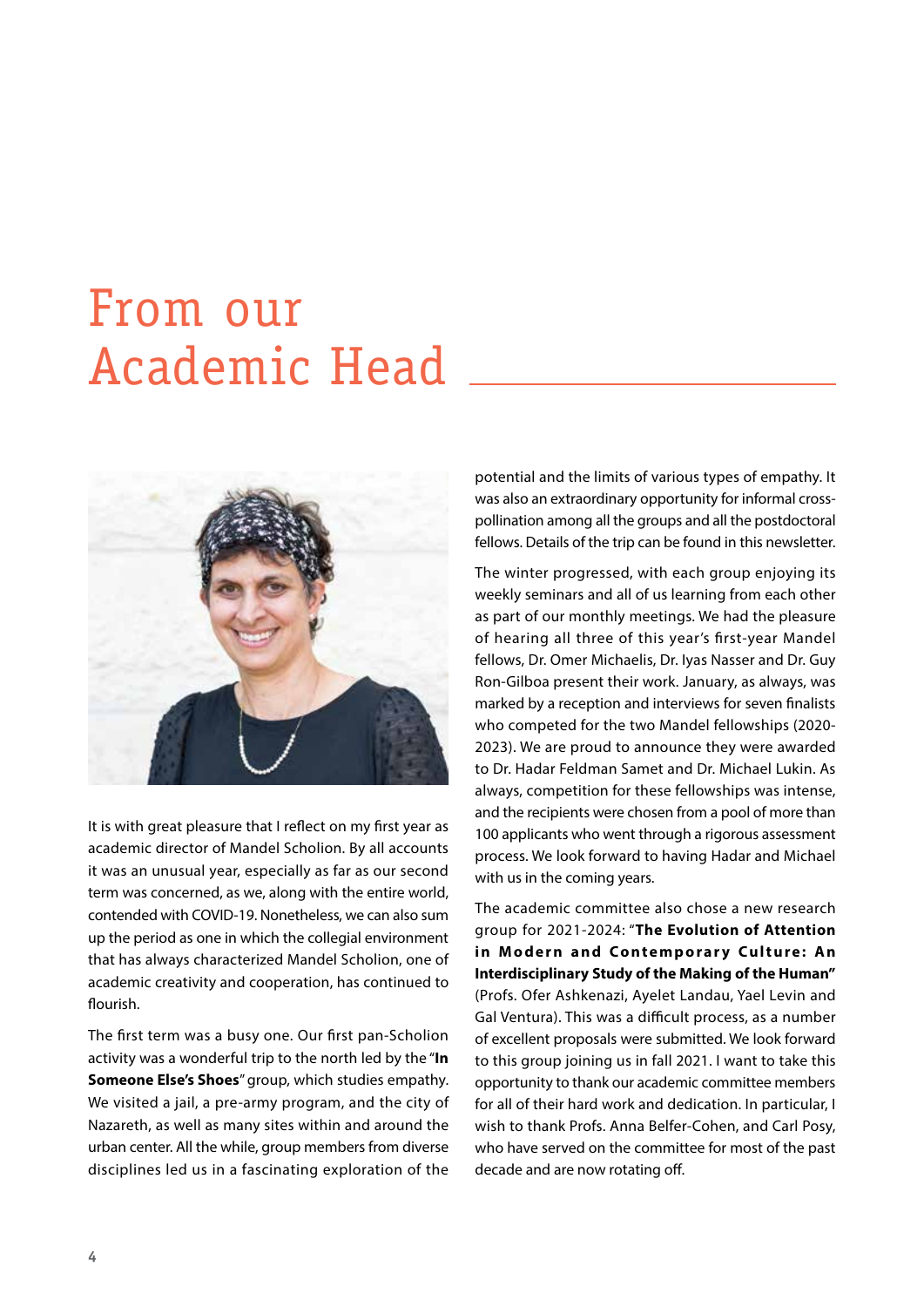# From our Academic Head

It is with great pleasure that I reflect on my first year as academic director of Mandel Scholion. By all accounts it was an unusual year, especially as far as our second term was concerned, as we, along with the entire world, contended with COVID-19. Nonetheless, we can also sum up the period as one in which the collegial environment that has always characterized Mandel Scholion, one of academic creativity and cooperation, has continued to flourish.

The first term was a busy one. Our first pan-Scholion activity was a wonderful trip to the north led by the "**In Someone Else's Shoes**" group, which studies empathy. We visited a jail, a pre-army program, and the city of Nazareth, as well as many sites within and around the urban center. All the while, group members from diverse disciplines led us in a fascinating exploration of the potential and the limits of various types of empathy. It was also an extraordinary opportunity for informal cross-pollination among all the groups and all the postdoctoral fellows. Details of the trip can be found in this newsletter.

The winter progressed, with each group enjoying its weekly seminars and all of us learning from each other as part of our monthly meetings. We had the pleasure of hearing all three of this year's first-year Mandel fellows, Dr. Omer Michaelis, Dr. Iyas Nasser and Dr. Guy Ron-Gilboa present their work. January, as always, was marked by a reception and interviews for seven finalists who competed for the two Mandel fellowships (2020-2023). We are proud to announce they were awarded to Dr. Hadar Feldman Samet and Dr. Michael Lukin. As always, competition for these fellowships was intense, and the recipients were chosen from a pool of more than 100 applicants who went through a rigorous assessment process. We look forward to having Hadar and Michael with us in the coming years.

The academic committee also chose a new research group for 2021-2024: "**The Evolution of Attention in Modern and Contemporary Culture: An Interdisciplinary Study of the Making of the Human"** (Profs. Ofer Ashkenazi, Ayelet Landau, Yael Levin and Gal Ventura). This was a difficult process, as a number of excellent proposals were submitted. We look forward to this group joining us in fall 2021. I want to take this opportunity to thank our academic committee members for all of their hard work and dedication. In particular, I wish to thank Profs. Anna Belfer-Cohen, and Carl Posy, who have served on the committee for most of the past decade and are now rotating off.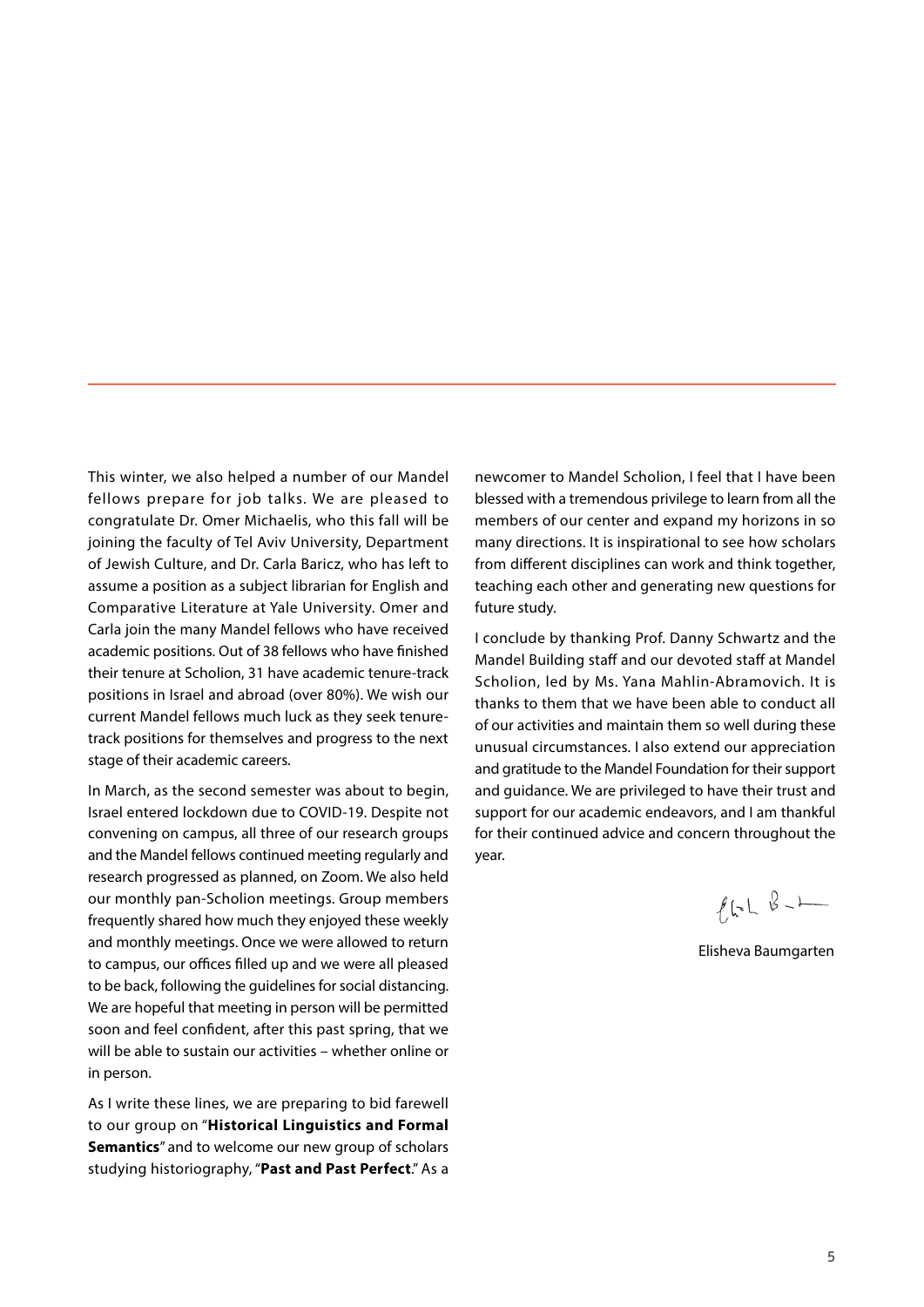This winter, we also helped a number of our Mandel fellows prepare for job talks. We are pleased to congratulate Dr. Omer Michaelis, who this fall will be joining the faculty of Tel Aviv University, Department of Jewish Culture, and Dr. Carla Baricz, who has left to assume a position as a subject librarian for English and Comparative Literature at Yale University. Omer and Carla join the many Mandel fellows who have received academic positions. Out of 38 fellows who have finished their tenure at Scholion, 31 have academic tenure-track positions in Israel and abroad (over 80%). We wish our current Mandel fellows much luck as they seek tenure-track positions for themselves and progress to the next stage of their academic careers.

In March, as the second semester was about to begin, Israel entered lockdown due to COVID-19. Despite not convening on campus, all three of our research groups and the Mandel fellows continued meeting regularly and research progressed as planned, on Zoom. We also held our monthly pan-Scholion meetings. Group members frequently shared how much they enjoyed these weekly and monthly meetings. Once we were allowed to return to campus, our offices filled up and we were all pleased to be back, following the guidelines for social distancing. We are hopeful that meeting in person will be permitted soon and feel confident, after this past spring, that we will be able to sustain our activities – whether online or in person.

As I write these lines, we are preparing to bid farewell to our group on "**Historical Linguistics and Formal Semantics**" and to welcome our new group of scholars studying historiography, "**Past and Past Perfect**." As a newcomer to Mandel Scholion, I feel that I have been blessed with a tremendous privilege to learn from all the members of our center and expand my horizons in so many directions. It is inspirational to see how scholars from different disciplines can work and think together, teaching each other and generating new questions for future study.

I conclude by thanking Prof. Danny Schwartz and the Mandel Building staff and our devoted staff at Mandel Scholion, led by Ms. Yana Mahlin-Abramovich. It is thanks to them that we have been able to conduct all of our activities and maintain them so well during these unusual circumstances. I also extend our appreciation and gratitude to the Mandel Foundation for their support and guidance. We are privileged to have their trust and support for our academic endeavors, and I am thankful for their continued advice and concern throughout the year.

Elisheva Baumgarten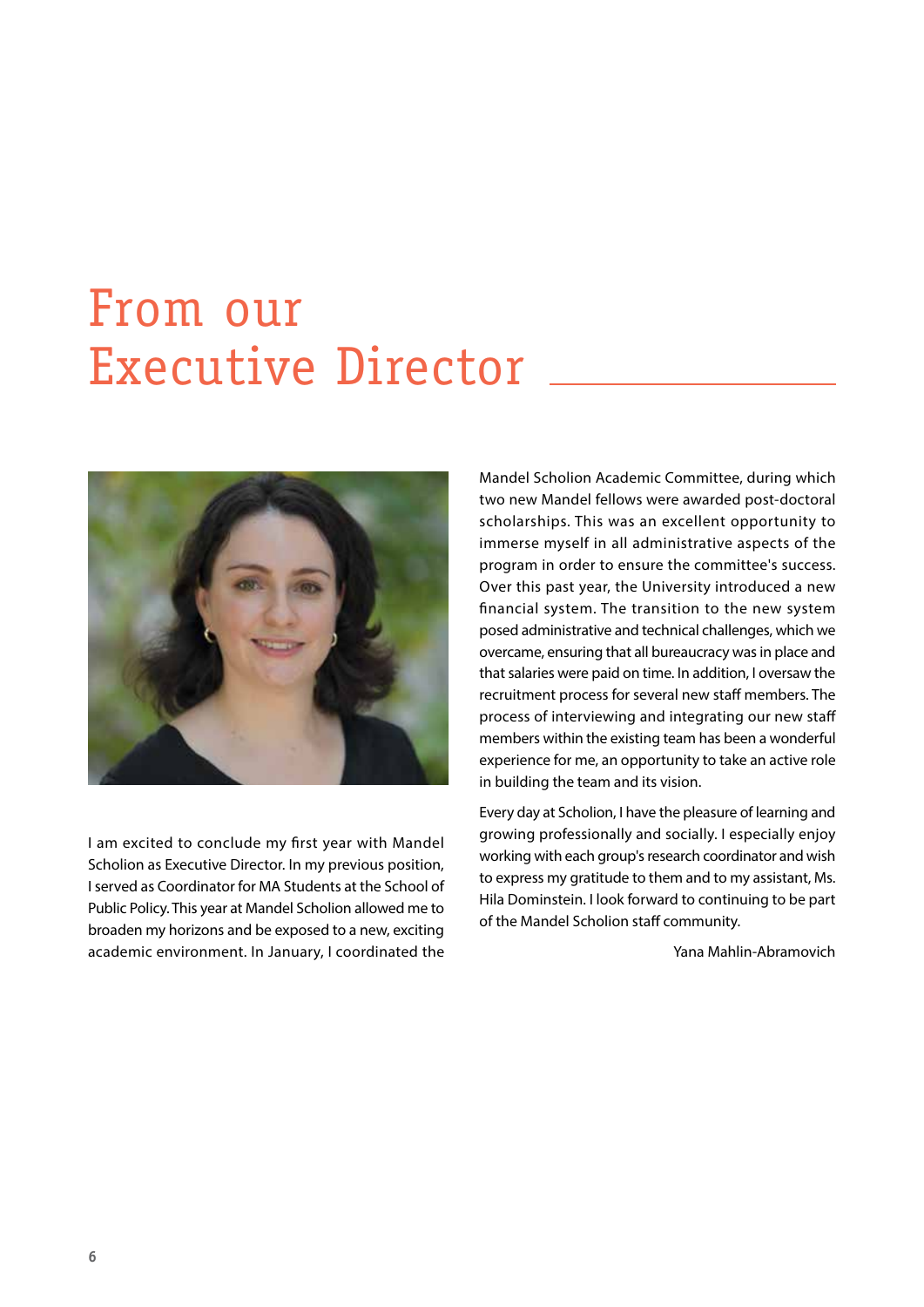# From our Executive Director

I am excited to conclude my first year with Mandel Scholion as Executive Director. In my previous position, I served as Coordinator for MA Students at the School of Public Policy. This year at Mandel Scholion allowed me to broaden my horizons and be exposed to a new, exciting academic environment. In January, I coordinated the Mandel Scholion Academic Committee, during which two new Mandel fellows were awarded post-doctoral scholarships. This was an excellent opportunity to immerse myself in all administrative aspects of the program in order to ensure the committee's success. Over this past year, the University introduced a new financial system. The transition to the new system posed administrative and technical challenges, which we overcame, ensuring that all bureaucracy was in place and that salaries were paid on time. In addition, I oversaw the recruitment process for several new staff members. The process of interviewing and integrating our new staff members within the existing team has been a wonderful experience for me, an opportunity to take an active role in building the team and its vision.

Every day at Scholion, I have the pleasure of learning and growing professionally and socially. I especially enjoy working with each group's research coordinator and wish to express my gratitude to them and to my assistant, Ms. Hila Dominstein. I look forward to continuing to be part of the Mandel Scholion staff community.

Yana Mahlin-Abramovich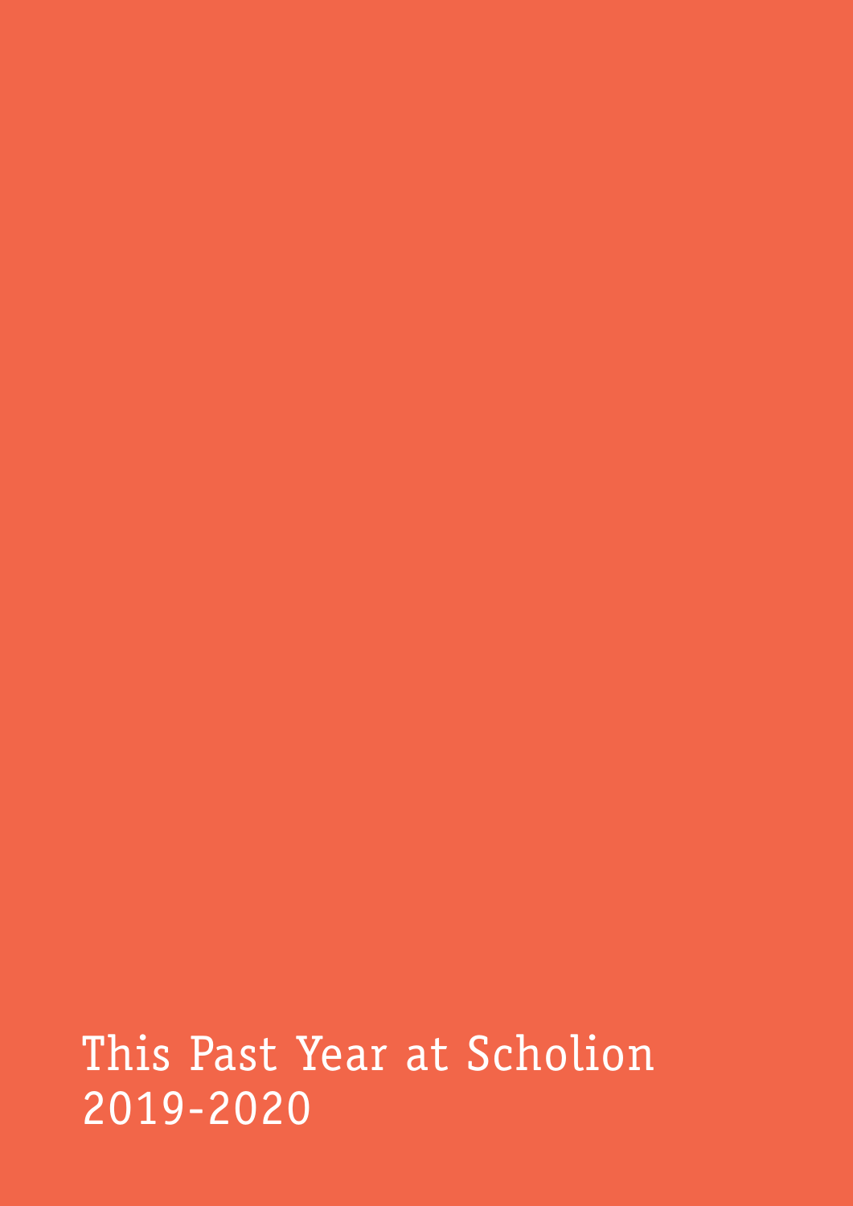# This Past Year at Scholion 2019-2020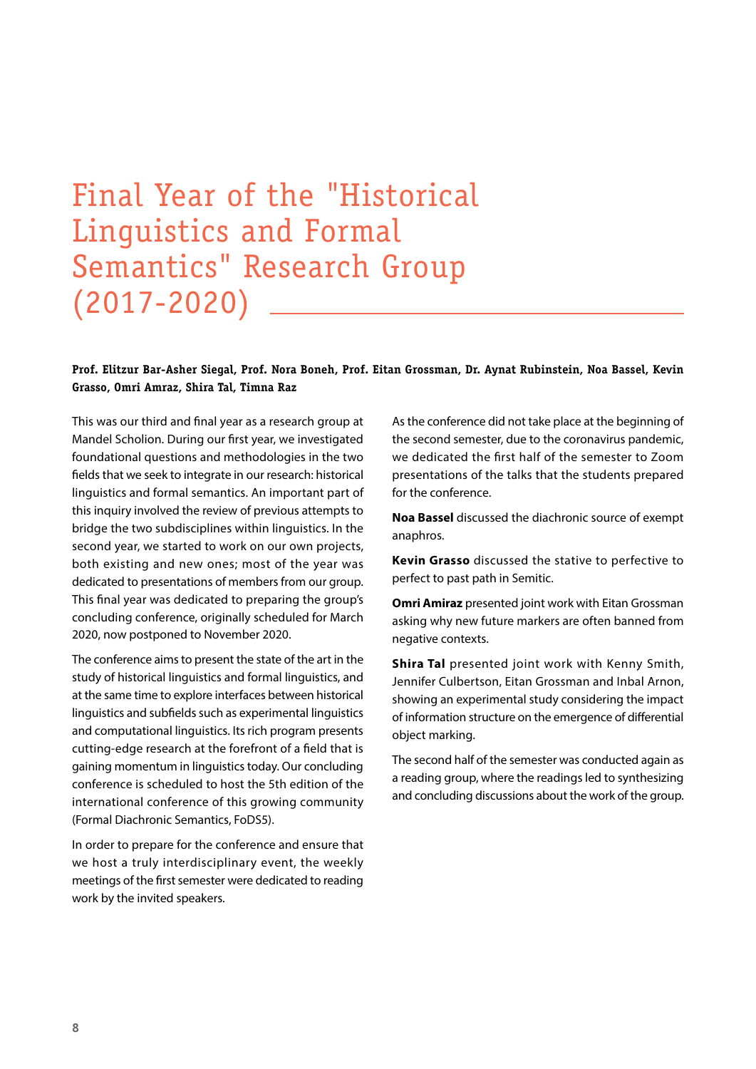# Final Year of the "Historical Linguistics and Formal Semantics" Research Group (2017-2020)

**Prof. Elitzur Bar-Asher Siegal, Prof. Nora Boneh, Prof. Eitan Grossman, Dr. Aynat Rubinstein, Noa Bassel, Kevin Grasso, Omri Amraz, Shira Tal, Timna Raz**

This was our third and final year as a research group at Mandel Scholion. During our first year, we investigated foundational questions and methodologies in the two fields that we seek to integrate in our research: historical linguistics and formal semantics. An important part of this inquiry involved the review of previous attempts to bridge the two subdisciplines within linguistics. In the second year, we started to work on our own projects, both existing and new ones; most of the year was dedicated to presentations of members from our group. This final year was dedicated to preparing the group's concluding conference, originally scheduled for March 2020, now postponed to November 2020.

The conference aims to present the state of the art in the study of historical linguistics and formal linguistics, and at the same time to explore interfaces between historical linguistics and subfields such as experimental linguistics and computational linguistics. Its rich program presents cutting-edge research at the forefront of a field that is gaining momentum in linguistics today. Our concluding conference is scheduled to host the 5th edition of the international conference of this growing community (Formal Diachronic Semantics, FoDS5).

In order to prepare for the conference and ensure that we host a truly interdisciplinary event, the weekly meetings of the first semester were dedicated to reading work by the invited speakers.

As the conference did not take place at the beginning of the second semester, due to the coronavirus pandemic, we dedicated the first half of the semester to Zoom presentations of the talks that the students prepared for the conference.

**Noa Bassel** discussed the diachronic source of exempt anaphros.

**Kevin Grasso** discussed the stative to perfective to perfect to past path in Semitic.

**Omri Amiraz** presented joint work with Eitan Grossman asking why new future markers are often banned from negative contexts.

**Shira Tal** presented joint work with Kenny Smith, Jennifer Culbertson, Eitan Grossman and Inbal Arnon, showing an experimental study considering the impact of information structure on the emergence of differential object marking.

The second half of the semester was conducted again as a reading group, where the readings led to synthesizing and concluding discussions about the work of the group.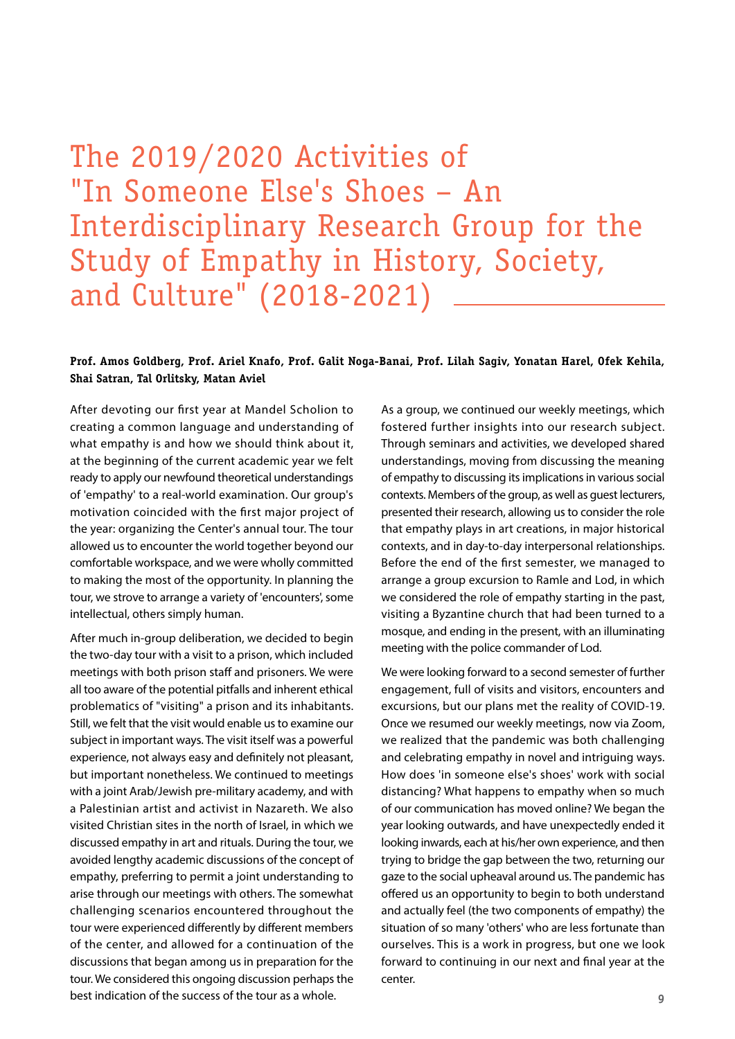# The 2019/2020 Activities of "In Someone Else's Shoes – An Interdisciplinary Research Group for the Study of Empathy in History, Society, and Culture" (2018-2021)

**Prof. Amos Goldberg, Prof. Ariel Knafo, Prof. Galit Noga-Banai, Prof. Lilah Sagiv, Yonatan Harel, Ofek Kehila, Shai Satran, Tal Orlitsky, Matan Aviel**

After devoting our first year at Mandel Scholion to creating a common language and understanding of what empathy is and how we should think about it, at the beginning of the current academic year we felt ready to apply our newfound theoretical understandings of 'empathy' to a real-world examination. Our group's motivation coincided with the first major project of the year: organizing the Center's annual tour. The tour allowed us to encounter the world together beyond our comfortable workspace, and we were wholly committed to making the most of the opportunity. In planning the tour, we strove to arrange a variety of 'encounters', some intellectual, others simply human.

After much in-group deliberation, we decided to begin the two-day tour with a visit to a prison, which included meetings with both prison staff and prisoners. We were all too aware of the potential pitfalls and inherent ethical problematics of "visiting" a prison and its inhabitants. Still, we felt that the visit would enable us to examine our subject in important ways. The visit itself was a powerful experience, not always easy and definitely not pleasant, but important nonetheless. We continued to meetings with a joint Arab/Jewish pre-military academy, and with a Palestinian artist and activist in Nazareth. We also visited Christian sites in the north of Israel, in which we discussed empathy in art and rituals. During the tour, we avoided lengthy academic discussions of the concept of empathy, preferring to permit a joint understanding to arise through our meetings with others. The somewhat challenging scenarios encountered throughout the tour were experienced differently by different members of the center, and allowed for a continuation of the discussions that began among us in preparation for the tour. We considered this ongoing discussion perhaps the best indication of the success of the tour as a whole.

As a group, we continued our weekly meetings, which fostered further insights into our research subject. Through seminars and activities, we developed shared understandings, moving from discussing the meaning of empathy to discussing its implications in various social contexts. Members of the group, as well as guest lecturers, presented their research, allowing us to consider the role that empathy plays in art creations, in major historical contexts, and in day-to-day interpersonal relationships. Before the end of the first semester, we managed to arrange a group excursion to Ramle and Lod, in which we considered the role of empathy starting in the past, visiting a Byzantine church that had been turned to a mosque, and ending in the present, with an illuminating meeting with the police commander of Lod.

We were looking forward to a second semester of further engagement, full of visits and visitors, encounters and excursions, but our plans met the reality of COVID-19. Once we resumed our weekly meetings, now via Zoom, we realized that the pandemic was both challenging and celebrating empathy in novel and intriguing ways. How does 'in someone else's shoes' work with social distancing? What happens to empathy when so much of our communication has moved online? We began the year looking outwards, and have unexpectedly ended it looking inwards, each at his/her own experience, and then trying to bridge the gap between the two, returning our gaze to the social upheaval around us. The pandemic has offered us an opportunity to begin to both understand and actually feel (the two components of empathy) the situation of so many 'others' who are less fortunate than ourselves. This is a work in progress, but one we look forward to continuing in our next and final year at the center.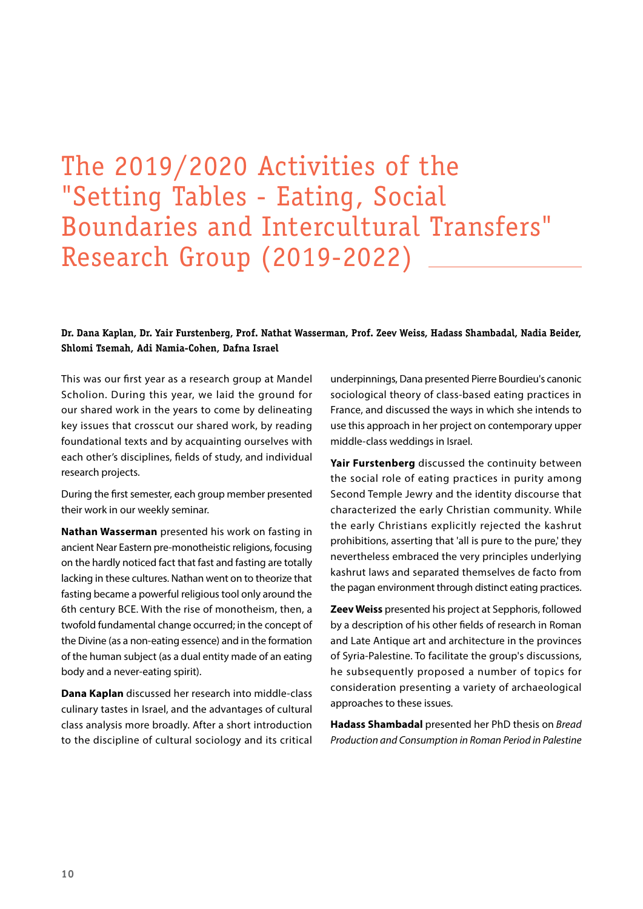# The 2019/2020 Activities of the "Setting Tables - Eating, Social Boundaries and Intercultural Transfers" Research Group (2019-2022)

**Dr. Dana Kaplan, Dr. Yair Furstenberg, Prof. Nathat Wasserman, Prof. Zeev Weiss, Hadass Shambadal, Nadia Beider, Shlomi Tsemah, Adi Namia-Cohen, Dafna Israel**

This was our first year as a research group at Mandel Scholion. During this year, we laid the ground for our shared work in the years to come by delineating key issues that crosscut our shared work, by reading foundational texts and by acquainting ourselves with each other's disciplines, fields of study, and individual research projects.

During the first semester, each group member presented their work in our weekly seminar.

**Nathan Wasserman** presented his work on fasting in ancient Near Eastern pre-monotheistic religions, focusing on the hardly noticed fact that fast and fasting are totally lacking in these cultures. Nathan went on to theorize that fasting became a powerful religious tool only around the 6th century BCE. With the rise of monotheism, then, a twofold fundamental change occurred; in the concept of the Divine (as a non-eating essence) and in the formation of the human subject (as a dual entity made of an eating body and a never-eating spirit).

**Dana Kaplan** discussed her research into middle-class culinary tastes in Israel, and the advantages of cultural class analysis more broadly. After a short introduction to the discipline of cultural sociology and its critical underpinnings, Dana presented Pierre Bourdieu's canonic sociological theory of class-based eating practices in France, and discussed the ways in which she intends to use this approach in her project on contemporary upper middle-class weddings in Israel.

**Yair Furstenberg** discussed the continuity between the social role of eating practices in purity among Second Temple Jewry and the identity discourse that characterized the early Christian community. While the early Christians explicitly rejected the kashrut prohibitions, asserting that 'all is pure to the pure,' they nevertheless embraced the very principles underlying kashrut laws and separated themselves de facto from the pagan environment through distinct eating practices.

**Zeev Weiss** presented his project at Sepphoris, followed by a description of his other fields of research in Roman and Late Antique art and architecture in the provinces of Syria-Palestine. To facilitate the group's discussions, he subsequently proposed a number of topics for consideration presenting a variety of archaeological approaches to these issues.

**Hadass Shambadal** presented her PhD thesis on *Bread Production and Consumption in Roman Period in Palestine*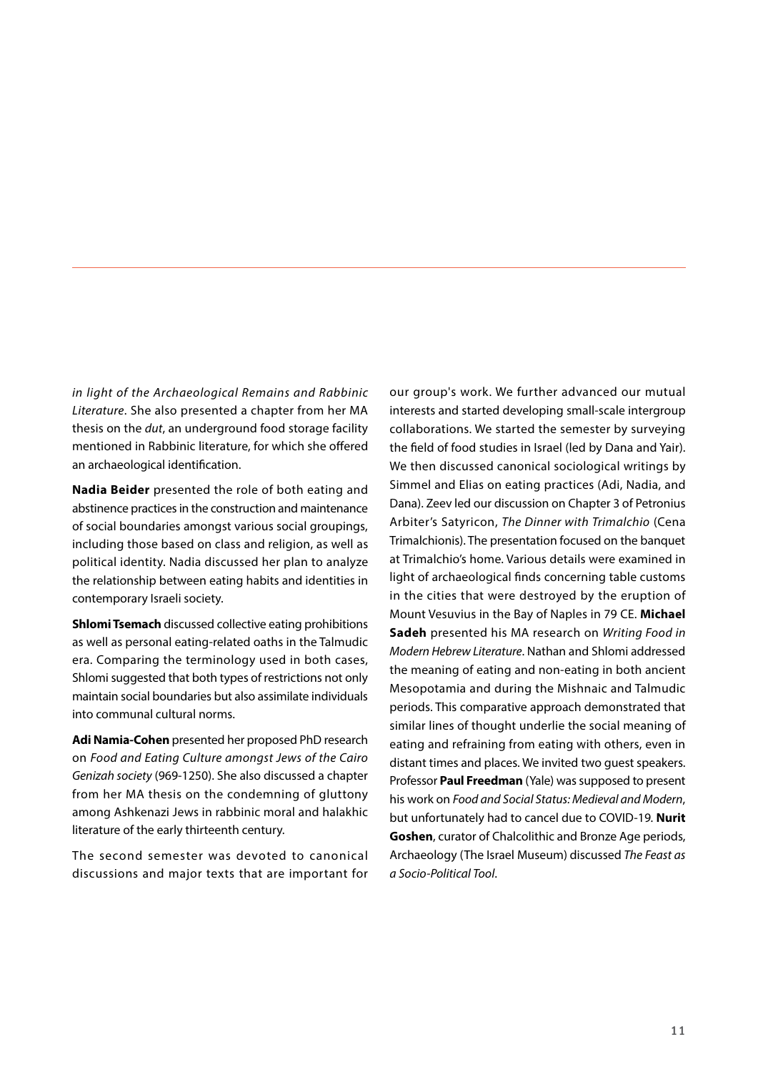*in light of the Archaeological Remains and Rabbinic Literature*. She also presented a chapter from her MA thesis on the *dut*, an underground food storage facility mentioned in Rabbinic literature, for which she offered an archaeological identification.

**Nadia Beider** presented the role of both eating and abstinence practices in the construction and maintenance of social boundaries amongst various social groupings, including those based on class and religion, as well as political identity. Nadia discussed her plan to analyze the relationship between eating habits and identities in contemporary Israeli society.

**Shlomi Tsemach** discussed collective eating prohibitions as well as personal eating-related oaths in the Talmudic era. Comparing the terminology used in both cases, Shlomi suggested that both types of restrictions not only maintain social boundaries but also assimilate individuals into communal cultural norms.

**Adi Namia-Cohen** presented her proposed PhD research on *Food and Eating Culture amongst Jews of the Cairo Genizah society* (969-1250). She also discussed a chapter from her MA thesis on the condemning of gluttony among Ashkenazi Jews in rabbinic moral and halakhic literature of the early thirteenth century.

The second semester was devoted to canonical discussions and major texts that are important for our group's work. We further advanced our mutual interests and started developing small-scale intergroup collaborations. We started the semester by surveying the field of food studies in Israel (led by Dana and Yair). We then discussed canonical sociological writings by Simmel and Elias on eating practices (Adi, Nadia, and Dana). Zeev led our discussion on Chapter 3 of Petronius Arbiter's Satyricon, *The Dinner with Trimalchio* (Cena Trimalchionis). The presentation focused on the banquet at Trimalchio's home. Various details were examined in light of archaeological finds concerning table customs in the cities that were destroyed by the eruption of Mount Vesuvius in the Bay of Naples in 79 CE. **Michael Sadeh** presented his MA research on *Writing Food in Modern Hebrew Literature*. Nathan and Shlomi addressed the meaning of eating and non-eating in both ancient Mesopotamia and during the Mishnaic and Talmudic periods. This comparative approach demonstrated that similar lines of thought underlie the social meaning of eating and refraining from eating with others, even in distant times and places. We invited two guest speakers. Professor **Paul Freedman** (Yale) was supposed to present his work on *Food and Social Status: Medieval and Modern*, but unfortunately had to cancel due to COVID-19. **Nurit Goshen**, curator of Chalcolithic and Bronze Age periods, Archaeology (The Israel Museum) discussed *The Feast as a Socio-Political Tool*.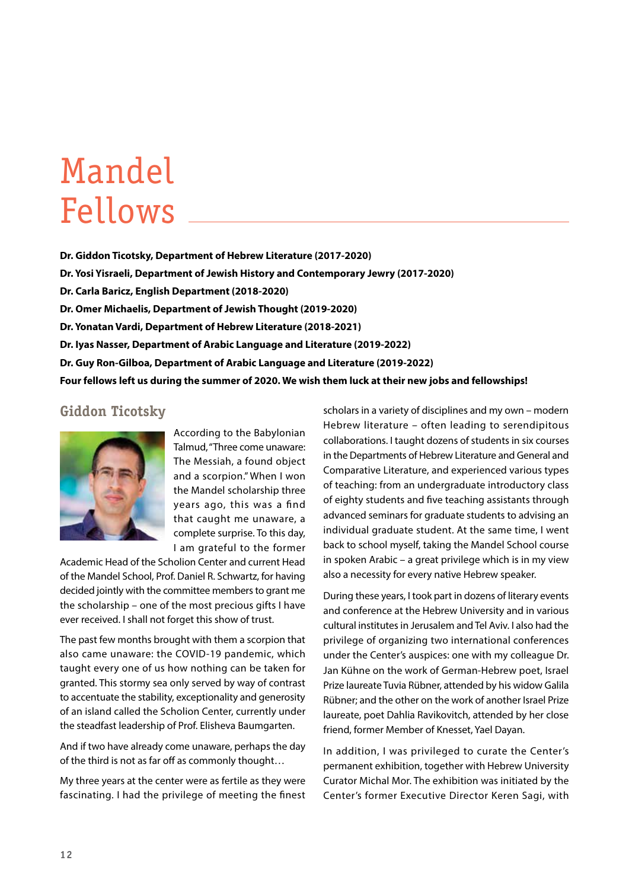# Mandel Fellows

**Dr. Giddon Ticotsky, Department of Hebrew Literature (2017-2020)**

**Dr. Yosi Yisraeli, Department of Jewish History and Contemporary Jewry (2017-2020)**

**Dr. Carla Baricz, English Department (2018-2020)**

**Dr. Omer Michaelis, Department of Jewish Thought (2019-2020)**

**Dr. Yonatan Vardi, Department of Hebrew Literature (2018-2021)**

**Dr. Iyas Nasser, Department of Arabic Language and Literature (2019-2022)**

**Dr. Guy Ron-Gilboa, Department of Arabic Language and Literature (2019-2022)**

**Four fellows left us during the summer of 2020. We wish them luck at their new jobs and fellowships!**

## Giddon Ticotsky

According to the Babylonian Talmud, "Three come unaware: The Messiah, a found object and a scorpion." When I won the Mandel scholarship three years ago, this was a find that caught me unaware, a complete surprise. To this day, I am grateful to the former Academic Head of the Scholion Center and current Head of the Mandel School, Prof. Daniel R. Schwartz, for having decided jointly with the committee members to grant me the scholarship – one of the most precious gifts I have ever received. I shall not forget this show of trust.

The past few months brought with them a scorpion that also came unaware: the COVID-19 pandemic, which taught every one of us how nothing can be taken for granted. This stormy sea only served by way of contrast to accentuate the stability, exceptionality and generosity of an island called the Scholion Center, currently under the steadfast leadership of Prof. Elisheva Baumgarten.

And if two have already come unaware, perhaps the day of the third is not as far off as commonly thought…

My three years at the center were as fertile as they were fascinating. I had the privilege of meeting the finest scholars in a variety of disciplines and my own – modern Hebrew literature – often leading to serendipitous collaborations. I taught dozens of students in six courses in the Departments of Hebrew Literature and General and Comparative Literature, and experienced various types of teaching: from an undergraduate introductory class of eighty students and five teaching assistants through advanced seminars for graduate students to advising an individual graduate student. At the same time, I went back to school myself, taking the Mandel School course in spoken Arabic – a great privilege which is in my view also a necessity for every native Hebrew speaker.

During these years, I took part in dozens of literary events and conference at the Hebrew University and in various cultural institutes in Jerusalem and Tel Aviv. I also had the privilege of organizing two international conferences under the Center's auspices: one with my colleague Dr. Jan Kühne on the work of German-Hebrew poet, Israel Prize laureate Tuvia Rübner, attended by his widow Galila Rübner; and the other on the work of another Israel Prize laureate, poet Dahlia Ravikovitch, attended by her close friend, former Member of Knesset, Yael Dayan.

In addition, I was privileged to curate the Center's permanent exhibition, together with Hebrew University Curator Michal Mor. The exhibition was initiated by the Center's former Executive Director Keren Sagi, with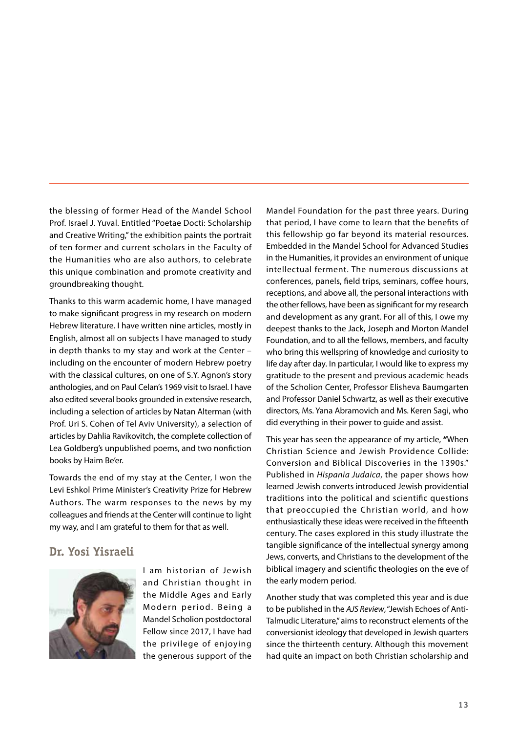the blessing of former Head of the Mandel School Prof. Israel J. Yuval. Entitled "Poetae Docti: Scholarship and Creative Writing," the exhibition paints the portrait of ten former and current scholars in the Faculty of the Humanities who are also authors, to celebrate this unique combination and promote creativity and groundbreaking thought.

Thanks to this warm academic home, I have managed to make significant progress in my research on modern Hebrew literature. I have written nine articles, mostly in English, almost all on subjects I have managed to study in depth thanks to my stay and work at the Center – including on the encounter of modern Hebrew poetry with the classical cultures, on one of S.Y. Agnon's story anthologies, and on Paul Celan's 1969 visit to Israel. I have also edited several books grounded in extensive research, including a selection of articles by Natan Alterman (with Prof. Uri S. Cohen of Tel Aviv University), a selection of articles by Dahlia Ravikovitch, the complete collection of Lea Goldberg's unpublished poems, and two nonfiction books by Haim Be'er.

Towards the end of my stay at the Center, I won the Levi Eshkol Prime Minister's Creativity Prize for Hebrew Authors. The warm responses to the news by my colleagues and friends at the Center will continue to light my way, and I am grateful to them for that as well.

## Dr. Yosi Yisraeli

I am historian of Jewish and Christian thought in the Middle Ages and Early Modern period. Being a Mandel Scholion postdoctoral Fellow since 2017, I have had the privilege of enjoying the generous support of the Mandel Foundation for the past three years. During that period, I have come to learn that the benefits of this fellowship go far beyond its material resources. Embedded in the Mandel School for Advanced Studies in the Humanities, it provides an environment of unique intellectual ferment. The numerous discussions at conferences, panels, field trips, seminars, coffee hours, receptions, and above all, the personal interactions with the other fellows, have been as significant for my research and development as any grant. For all of this, I owe my deepest thanks to the Jack, Joseph and Morton Mandel Foundation, and to all the fellows, members, and faculty who bring this wellspring of knowledge and curiosity to life day after day. In particular, I would like to express my gratitude to the present and previous academic heads of the Scholion Center, Professor Elisheva Baumgarten and Professor Daniel Schwartz, as well as their executive directors, Ms. Yana Abramovich and Ms. Keren Sagi, who did everything in their power to guide and assist.

This year has seen the appearance of my article, **"**When Christian Science and Jewish Providence Collide: Conversion and Biblical Discoveries in the 1390s." Published in *Hispania Judaica*, the paper shows how learned Jewish converts introduced Jewish providential traditions into the political and scientific questions that preoccupied the Christian world, and how enthusiastically these ideas were received in the fifteenth century. The cases explored in this study illustrate the tangible significance of the intellectual synergy among Jews, converts, and Christians to the development of the biblical imagery and scientific theologies on the eve of the early modern period.

Another study that was completed this year and is due to be published in the *AJS Review*, "Jewish Echoes of Anti-Talmudic Literature," aims to reconstruct elements of the conversionist ideology that developed in Jewish quarters since the thirteenth century. Although this movement had quite an impact on both Christian scholarship and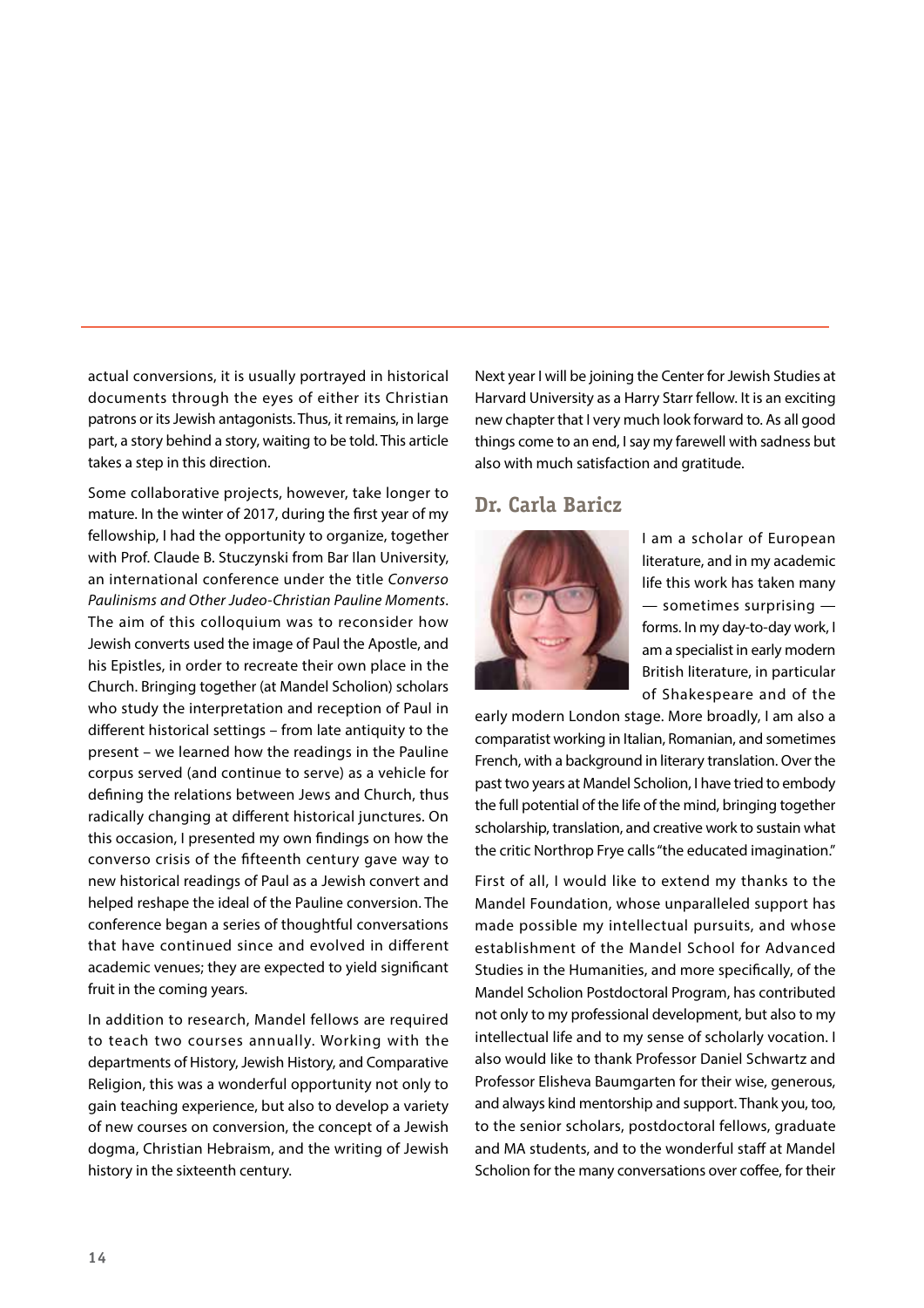actual conversions, it is usually portrayed in historical documents through the eyes of either its Christian patrons or its Jewish antagonists. Thus, it remains, in large part, a story behind a story, waiting to be told. This article takes a step in this direction.

Some collaborative projects, however, take longer to mature. In the winter of 2017, during the first year of my fellowship, I had the opportunity to organize, together with Prof. Claude B. Stuczynski from Bar Ilan University, an international conference under the title *Converso Paulinisms and Other Judeo-Christian Pauline Moments*. The aim of this colloquium was to reconsider how Jewish converts used the image of Paul the Apostle, and his Epistles, in order to recreate their own place in the Church. Bringing together (at Mandel Scholion) scholars who study the interpretation and reception of Paul in different historical settings – from late antiquity to the present – we learned how the readings in the Pauline corpus served (and continue to serve) as a vehicle for defining the relations between Jews and Church, thus radically changing at different historical junctures. On this occasion, I presented my own findings on how the converso crisis of the fifteenth century gave way to new historical readings of Paul as a Jewish convert and helped reshape the ideal of the Pauline conversion. The conference began a series of thoughtful conversations that have continued since and evolved in different academic venues; they are expected to yield significant fruit in the coming years.

In addition to research, Mandel fellows are required to teach two courses annually. Working with the departments of History, Jewish History, and Comparative Religion, this was a wonderful opportunity not only to gain teaching experience, but also to develop a variety of new courses on conversion, the concept of a Jewish dogma, Christian Hebraism, and the writing of Jewish history in the sixteenth century.

Next year I will be joining the Center for Jewish Studies at Harvard University as a Harry Starr fellow. It is an exciting new chapter that I very much look forward to. As all good things come to an end, I say my farewell with sadness but also with much satisfaction and gratitude.

## Dr. Carla Baricz

I am a scholar of European literature, and in my academic life this work has taken many — sometimes surprising — forms. In my day-to-day work, I am a specialist in early modern British literature, in particular of Shakespeare and of the early modern London stage. More broadly, I am also a comparatist working in Italian, Romanian, and sometimes French, with a background in literary translation. Over the past two years at Mandel Scholion, I have tried to embody the full potential of the life of the mind, bringing together scholarship, translation, and creative work to sustain what the critic Northrop Frye calls "the educated imagination."

First of all, I would like to extend my thanks to the Mandel Foundation, whose unparalleled support has made possible my intellectual pursuits, and whose establishment of the Mandel School for Advanced Studies in the Humanities, and more specifically, of the Mandel Scholion Postdoctoral Program, has contributed not only to my professional development, but also to my intellectual life and to my sense of scholarly vocation. I also would like to thank Professor Daniel Schwartz and Professor Elisheva Baumgarten for their wise, generous, and always kind mentorship and support. Thank you, too, to the senior scholars, postdoctoral fellows, graduate and MA students, and to the wonderful staff at Mandel Scholion for the many conversations over coffee, for their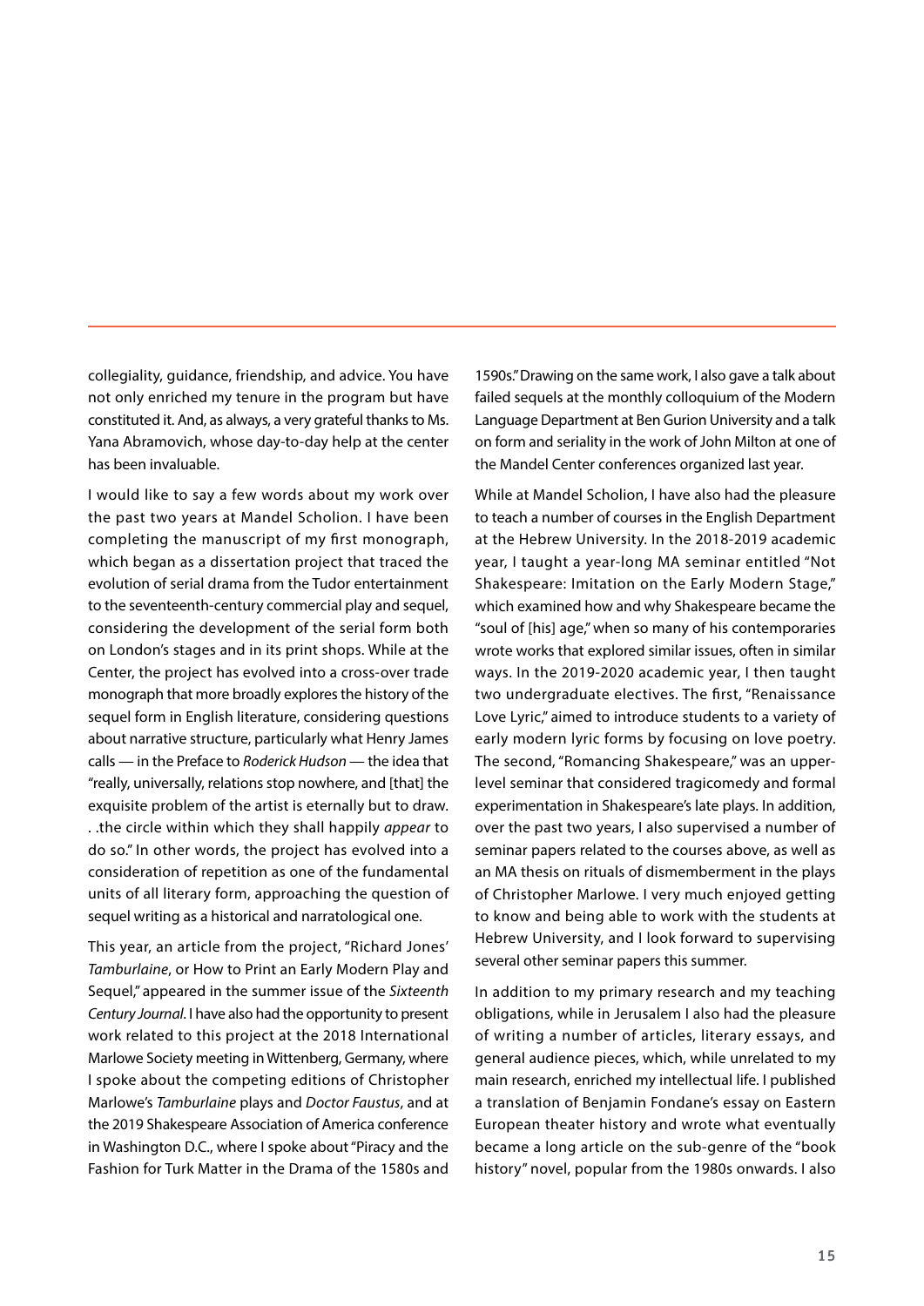collegiality, guidance, friendship, and advice. You have not only enriched my tenure in the program but have constituted it. And, as always, a very grateful thanks to Ms. Yana Abramovich, whose day-to-day help at the center has been invaluable.

I would like to say a few words about my work over the past two years at Mandel Scholion. I have been completing the manuscript of my first monograph, which began as a dissertation project that traced the evolution of serial drama from the Tudor entertainment to the seventeenth-century commercial play and sequel, considering the development of the serial form both on London's stages and in its print shops. While at the Center, the project has evolved into a cross-over trade monograph that more broadly explores the history of the sequel form in English literature, considering questions about narrative structure, particularly what Henry James calls — in the Preface to *Roderick Hudson* — the idea that "really, universally, relations stop nowhere, and [that] the exquisite problem of the artist is eternally but to draw. . .the circle within which they shall happily *appear* to do so." In other words, the project has evolved into a consideration of repetition as one of the fundamental units of all literary form, approaching the question of sequel writing as a historical and narratological one.

This year, an article from the project, "Richard Jones' *Tamburlaine*, or How to Print an Early Modern Play and Sequel," appeared in the summer issue of the *Sixteenth Century Journal*. I have also had the opportunity to present work related to this project at the 2018 International Marlowe Society meeting in Wittenberg, Germany, where I spoke about the competing editions of Christopher Marlowe's *Tamburlaine* plays and *Doctor Faustus*, and at the 2019 Shakespeare Association of America conference in Washington D.C., where I spoke about "Piracy and the Fashion for Turk Matter in the Drama of the 1580s and 1590s." Drawing on the same work, I also gave a talk about failed sequels at the monthly colloquium of the Modern Language Department at Ben Gurion University and a talk on form and seriality in the work of John Milton at one of the Mandel Center conferences organized last year.

While at Mandel Scholion, I have also had the pleasure to teach a number of courses in the English Department at the Hebrew University. In the 2018-2019 academic year, I taught a year-long MA seminar entitled "Not Shakespeare: Imitation on the Early Modern Stage," which examined how and why Shakespeare became the "soul of [his] age," when so many of his contemporaries wrote works that explored similar issues, often in similar ways. In the 2019-2020 academic year, I then taught two undergraduate electives. The first, "Renaissance Love Lyric," aimed to introduce students to a variety of early modern lyric forms by focusing on love poetry. The second, "Romancing Shakespeare," was an upper-level seminar that considered tragicomedy and formal experimentation in Shakespeare's late plays. In addition, over the past two years, I also supervised a number of seminar papers related to the courses above, as well as an MA thesis on rituals of dismemberment in the plays of Christopher Marlowe. I very much enjoyed getting to know and being able to work with the students at Hebrew University, and I look forward to supervising several other seminar papers this summer.

In addition to my primary research and my teaching obligations, while in Jerusalem I also had the pleasure of writing a number of articles, literary essays, and general audience pieces, which, while unrelated to my main research, enriched my intellectual life. I published a translation of Benjamin Fondane's essay on Eastern European theater history and wrote what eventually became a long article on the sub-genre of the "book history" novel, popular from the 1980s onwards. I also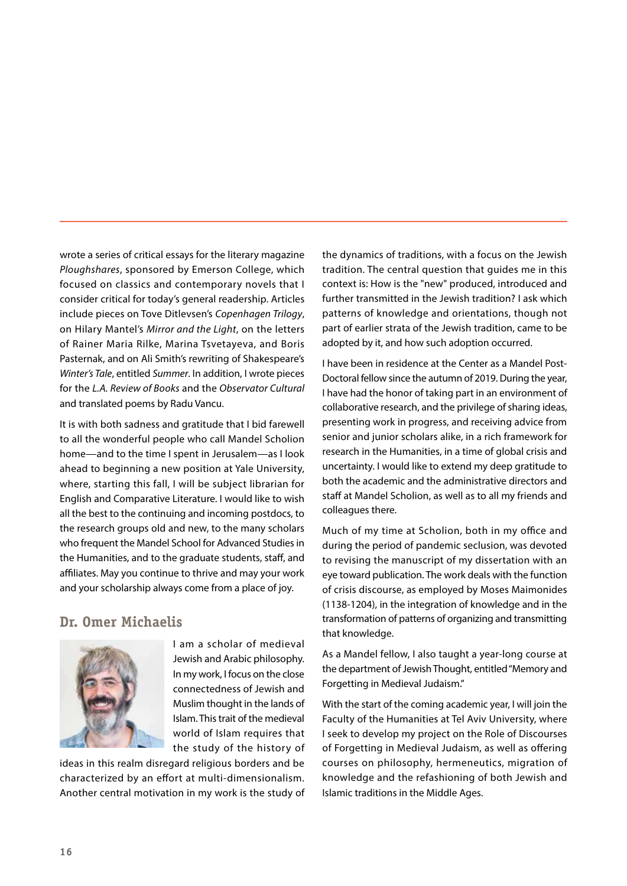wrote a series of critical essays for the literary magazine *Ploughshares*, sponsored by Emerson College, which focused on classics and contemporary novels that I consider critical for today's general readership. Articles include pieces on Tove Ditlevsen's *Copenhagen Trilogy*, on Hilary Mantel's *Mirror and the Light*, on the letters of Rainer Maria Rilke, Marina Tsvetayeva, and Boris Pasternak, and on Ali Smith's rewriting of Shakespeare's *Winter's Tale*, entitled *Summer*. In addition, I wrote pieces for the *L.A. Review of Books* and the *Observator Cultural* and translated poems by Radu Vancu.

It is with both sadness and gratitude that I bid farewell to all the wonderful people who call Mandel Scholion home—and to the time I spent in Jerusalem—as I look ahead to beginning a new position at Yale University, where, starting this fall, I will be subject librarian for English and Comparative Literature. I would like to wish all the best to the continuing and incoming postdocs, to the research groups old and new, to the many scholars who frequent the Mandel School for Advanced Studies in the Humanities, and to the graduate students, staff, and affiliates. May you continue to thrive and may your work and your scholarship always come from a place of joy.

## Dr. Omer Michaelis

I am a scholar of medieval Jewish and Arabic philosophy. In my work, I focus on the close connectedness of Jewish and Muslim thought in the lands of Islam. This trait of the medieval world of Islam requires that the study of the history of ideas in this realm disregard religious borders and be characterized by an effort at multi-dimensionalism. Another central motivation in my work is the study of the dynamics of traditions, with a focus on the Jewish tradition. The central question that guides me in this context is: How is the "new" produced, introduced and further transmitted in the Jewish tradition? I ask which patterns of knowledge and orientations, though not part of earlier strata of the Jewish tradition, came to be adopted by it, and how such adoption occurred.

I have been in residence at the Center as a Mandel Post-Doctoral fellow since the autumn of 2019. During the year, I have had the honor of taking part in an environment of collaborative research, and the privilege of sharing ideas, presenting work in progress, and receiving advice from senior and junior scholars alike, in a rich framework for research in the Humanities, in a time of global crisis and uncertainty. I would like to extend my deep gratitude to both the academic and the administrative directors and staff at Mandel Scholion, as well as to all my friends and colleagues there.

Much of my time at Scholion, both in my office and during the period of pandemic seclusion, was devoted to revising the manuscript of my dissertation with an eye toward publication. The work deals with the function of crisis discourse, as employed by Moses Maimonides (1138-1204), in the integration of knowledge and in the transformation of patterns of organizing and transmitting that knowledge.

As a Mandel fellow, I also taught a year-long course at the department of Jewish Thought, entitled "Memory and Forgetting in Medieval Judaism."

With the start of the coming academic year, I will join the Faculty of the Humanities at Tel Aviv University, where I seek to develop my project on the Role of Discourses of Forgetting in Medieval Judaism, as well as offering courses on philosophy, hermeneutics, migration of knowledge and the refashioning of both Jewish and Islamic traditions in the Middle Ages.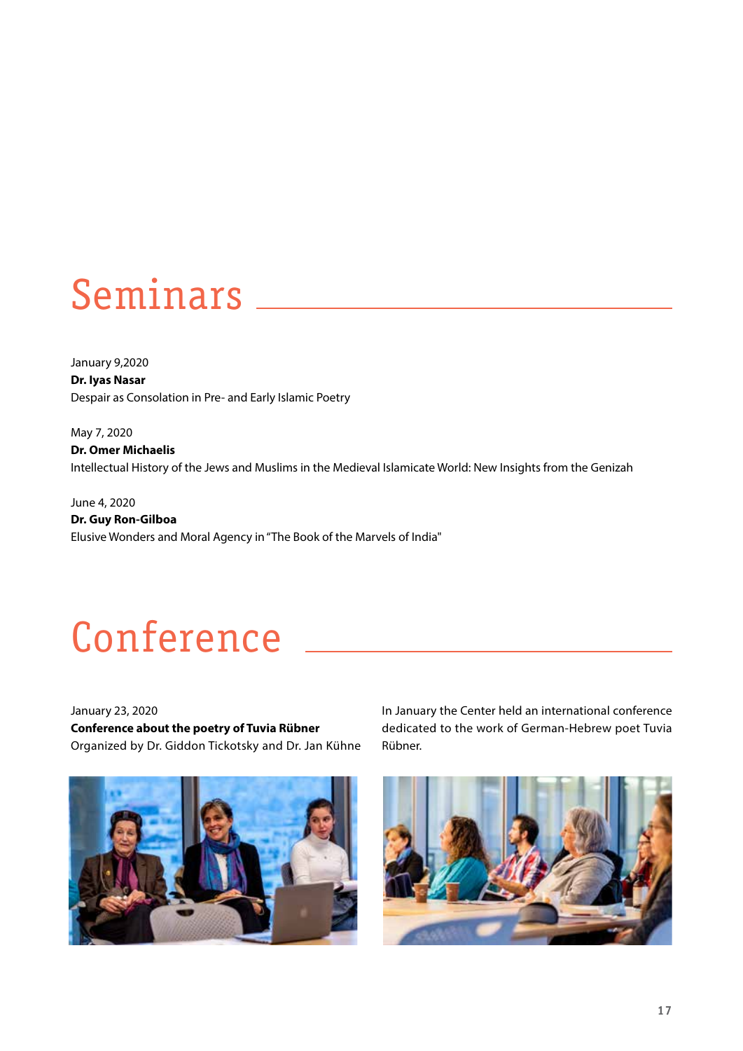# Seminars

January 9,2020
**Dr. Iyas Nasar**
Despair as Consolation in Pre- and Early Islamic Poetry

May 7, 2020
**Dr. Omer Michaelis**
Intellectual History of the Jews and Muslims in the Medieval Islamicate World: New Insights from the Genizah

June 4, 2020
**Dr. Guy Ron-Gilboa**
Elusive Wonders and Moral Agency in "The Book of the Marvels of India"

# Conference

January 23, 2020
**Conference about the poetry of Tuvia Rübner**
Organized by Dr. Giddon Tickotsky and Dr. Jan Kühne

In January the Center held an international conference dedicated to the work of German-Hebrew poet Tuvia Rübner.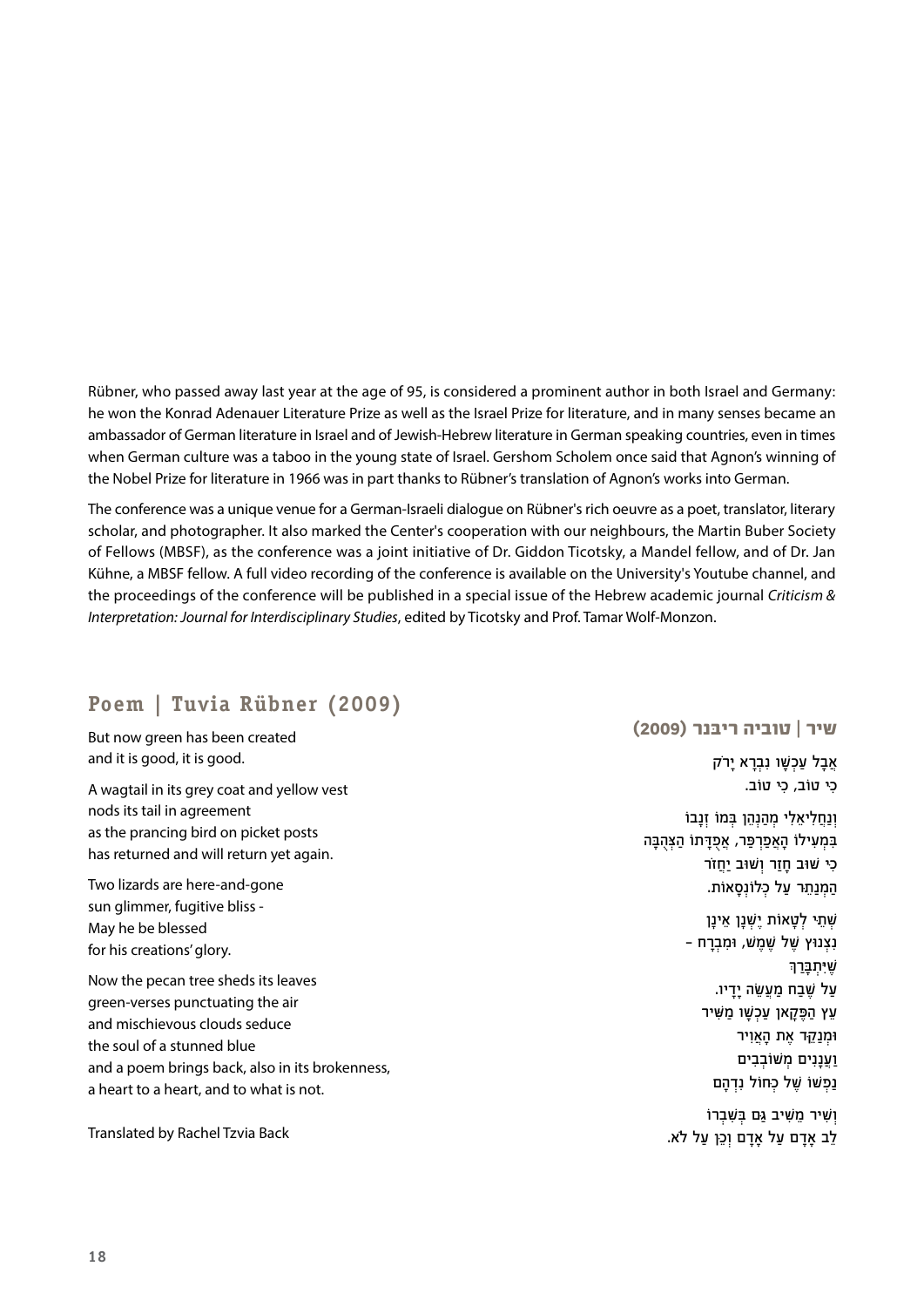Rübner, who passed away last year at the age of 95, is considered a prominent author in both Israel and Germany: he won the Konrad Adenauer Literature Prize as well as the Israel Prize for literature, and in many senses became an ambassador of German literature in Israel and of Jewish-Hebrew literature in German speaking countries, even in times when German culture was a taboo in the young state of Israel. Gershom Scholem once said that Agnon's winning of the Nobel Prize for literature in 1966 was in part thanks to Rübner's translation of Agnon's works into German.

The conference was a unique venue for a German-Israeli dialogue on Rübner's rich oeuvre as a poet, translator, literary scholar, and photographer. It also marked the Center's cooperation with our neighbours, the Martin Buber Society of Fellows (MBSF), as the conference was a joint initiative of Dr. Giddon Ticotsky, a Mandel fellow, and of Dr. Jan Kühne, a MBSF fellow. A full video recording of the conference is available on the University's Youtube channel, and the proceedings of the conference will be published in a special issue of the Hebrew academic journal *Criticism & Interpretation: Journal for Interdisciplinary Studies*, edited by Ticotsky and Prof. Tamar Wolf-Monzon.

## Poem | Tuvia Rübner (2009)

But now green has been created
and it is good, it is good.

A wagtail in its grey coat and yellow vest
nods its tail in agreement
as the prancing bird on picket posts
has returned and will return yet again.

Two lizards are here-and-gone
sun glimmer, fugitive bliss -
May he be blessed
for his creations' glory.

Now the pecan tree sheds its leaves
green-verses punctuating the air
and mischievous clouds seduce
the soul of a stunned blue
and a poem brings back, also in its brokenness,
a heart to a heart, and to what is not.

Translated by Rachel Tzvia Back

## שיר | טוביה ריבּנר (2009)

אֲבָל עַכְשָׁו נִבְרָא יָרֹק
כִּי טוֹב, כִּי טוֹב.

וְנַחֲלִיאֵלִי מְהַנְהֵן בְּמוֹ זְנָבוֹ
בִּמְעִילוֹ הָאַפְרַפַּר, אֲפֻדָּתוֹ הַצְּהֻבָּה
כִּי שׁוּב חָזַר וְשׁוּב יַחֲזֹר
הַמְּנַתֵּר עַל כְּלוֹנְסָאוֹת.

שְׁתֵּי לְטָאוֹת יֶשְׁנָן אֵינָן
נִצְנוּץ שֶׁל שֶׁמֶשׁ, וּמִבְרָח –
שֶׁיִּתְבָּרֵךְ
עַל שֶׁבַח מַעֲשֵׂה יָדָיו.

עֵץ הַפֶּקָאן עַכְשָׁו מַשִּׁיר
וּמְנַקֵּד אֶת הָאֲוִיר
וַעֲנָנִים מְשׁוֹבְבִים
נַפְשׁוֹ שֶׁל כָּחוֹל נִדְהָם

וְשִׁיר מֵשִׁיב גַּם בְּשִׁבְרוֹ
לֵב אָדָם עַל אָדָם וְכֵן עַל לֹא.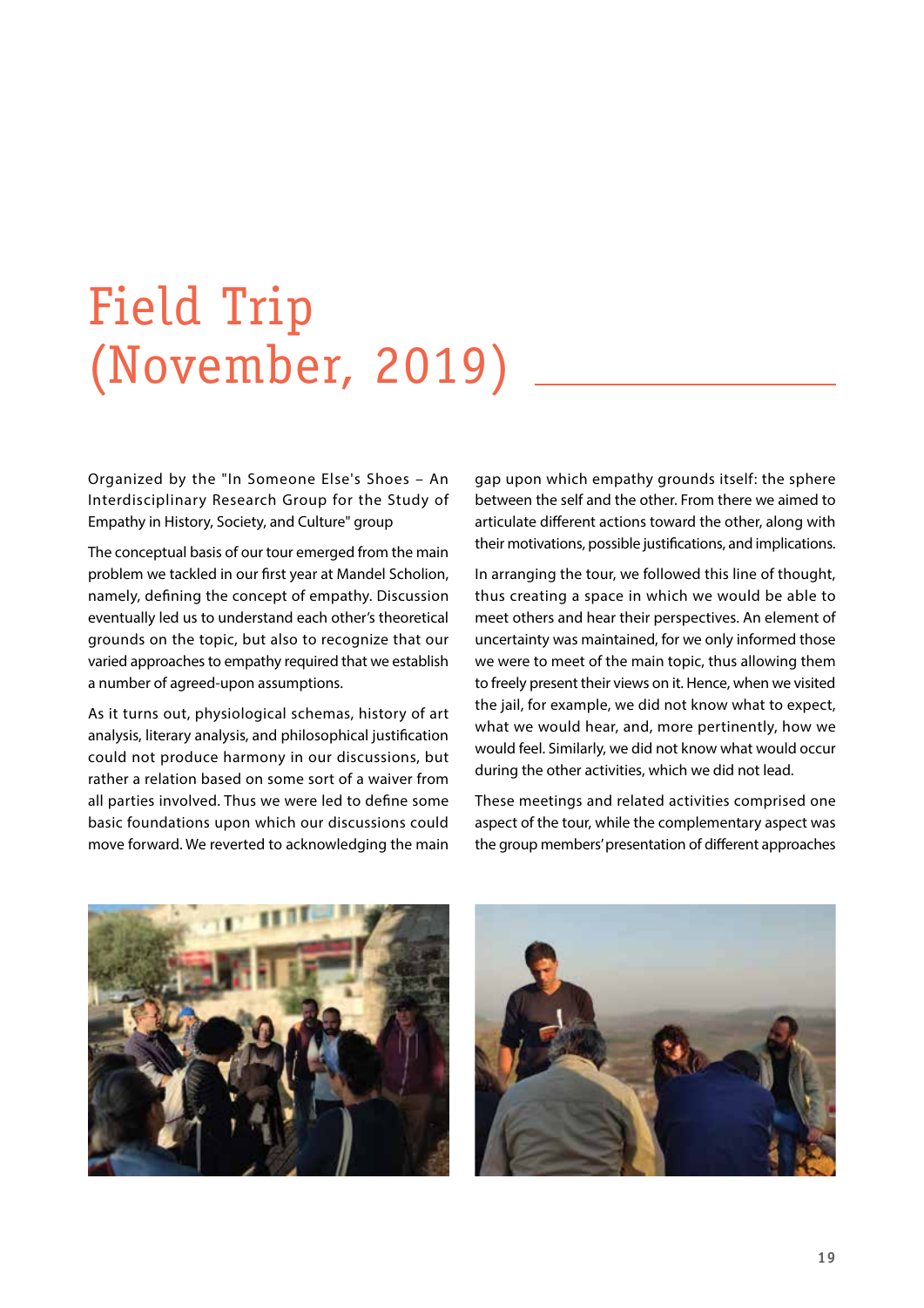# Field Trip (November, 2019)

Organized by the "In Someone Else's Shoes – An Interdisciplinary Research Group for the Study of Empathy in History, Society, and Culture" group

The conceptual basis of our tour emerged from the main problem we tackled in our first year at Mandel Scholion, namely, defining the concept of empathy. Discussion eventually led us to understand each other's theoretical grounds on the topic, but also to recognize that our varied approaches to empathy required that we establish a number of agreed-upon assumptions.

As it turns out, physiological schemas, history of art analysis, literary analysis, and philosophical justification could not produce harmony in our discussions, but rather a relation based on some sort of a waiver from all parties involved. Thus we were led to define some basic foundations upon which our discussions could move forward. We reverted to acknowledging the main gap upon which empathy grounds itself: the sphere between the self and the other. From there we aimed to articulate different actions toward the other, along with their motivations, possible justifications, and implications.

In arranging the tour, we followed this line of thought, thus creating a space in which we would be able to meet others and hear their perspectives. An element of uncertainty was maintained, for we only informed those we were to meet of the main topic, thus allowing them to freely present their views on it. Hence, when we visited the jail, for example, we did not know what to expect, what we would hear, and, more pertinently, how we would feel. Similarly, we did not know what would occur during the other activities, which we did not lead.

These meetings and related activities comprised one aspect of the tour, while the complementary aspect was the group members' presentation of different approaches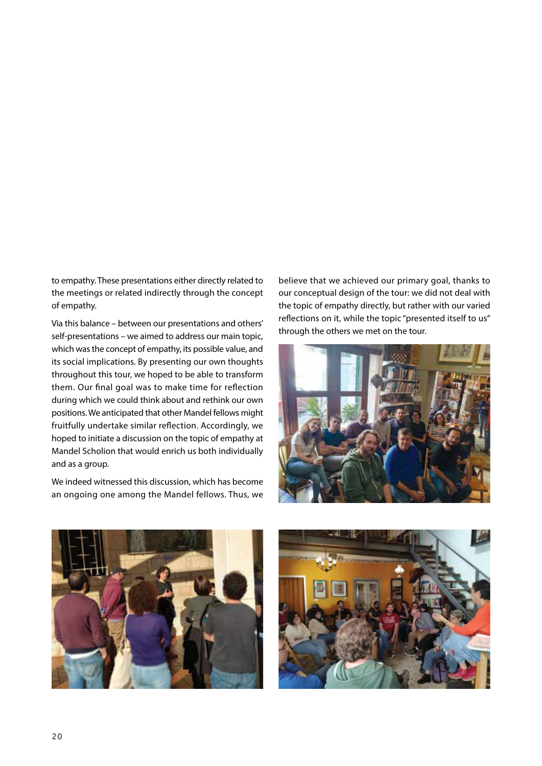to empathy. These presentations either directly related to the meetings or related indirectly through the concept of empathy.

Via this balance – between our presentations and others' self-presentations – we aimed to address our main topic, which was the concept of empathy, its possible value, and its social implications. By presenting our own thoughts throughout this tour, we hoped to be able to transform them. Our final goal was to make time for reflection during which we could think about and rethink our own positions. We anticipated that other Mandel fellows might fruitfully undertake similar reflection. Accordingly, we hoped to initiate a discussion on the topic of empathy at Mandel Scholion that would enrich us both individually and as a group.

We indeed witnessed this discussion, which has become an ongoing one among the Mandel fellows. Thus, we believe that we achieved our primary goal, thanks to our conceptual design of the tour: we did not deal with the topic of empathy directly, but rather with our varied reflections on it, while the topic "presented itself to us" through the others we met on the tour.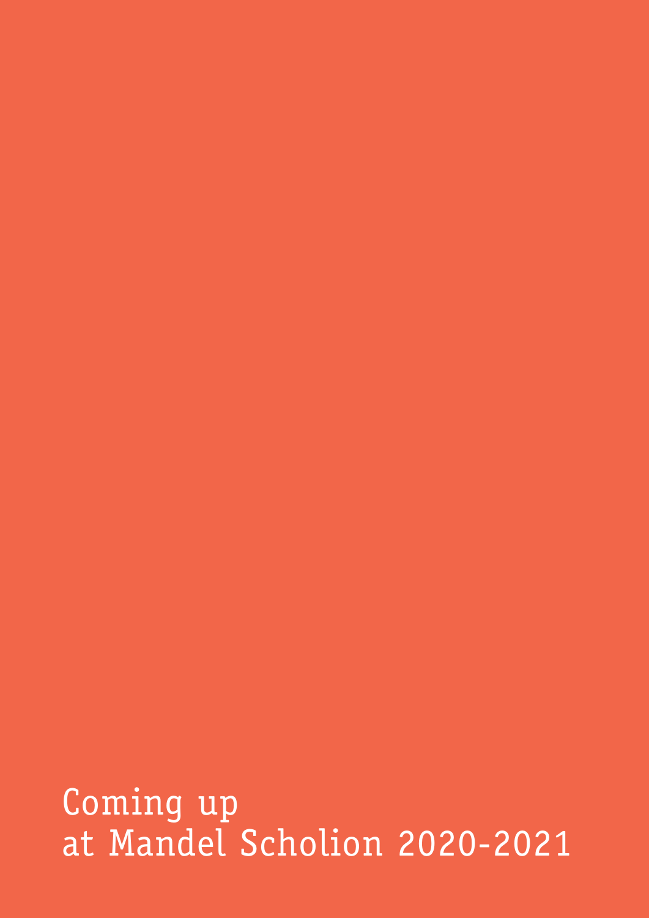# Coming up at Mandel Scholion 2020-2021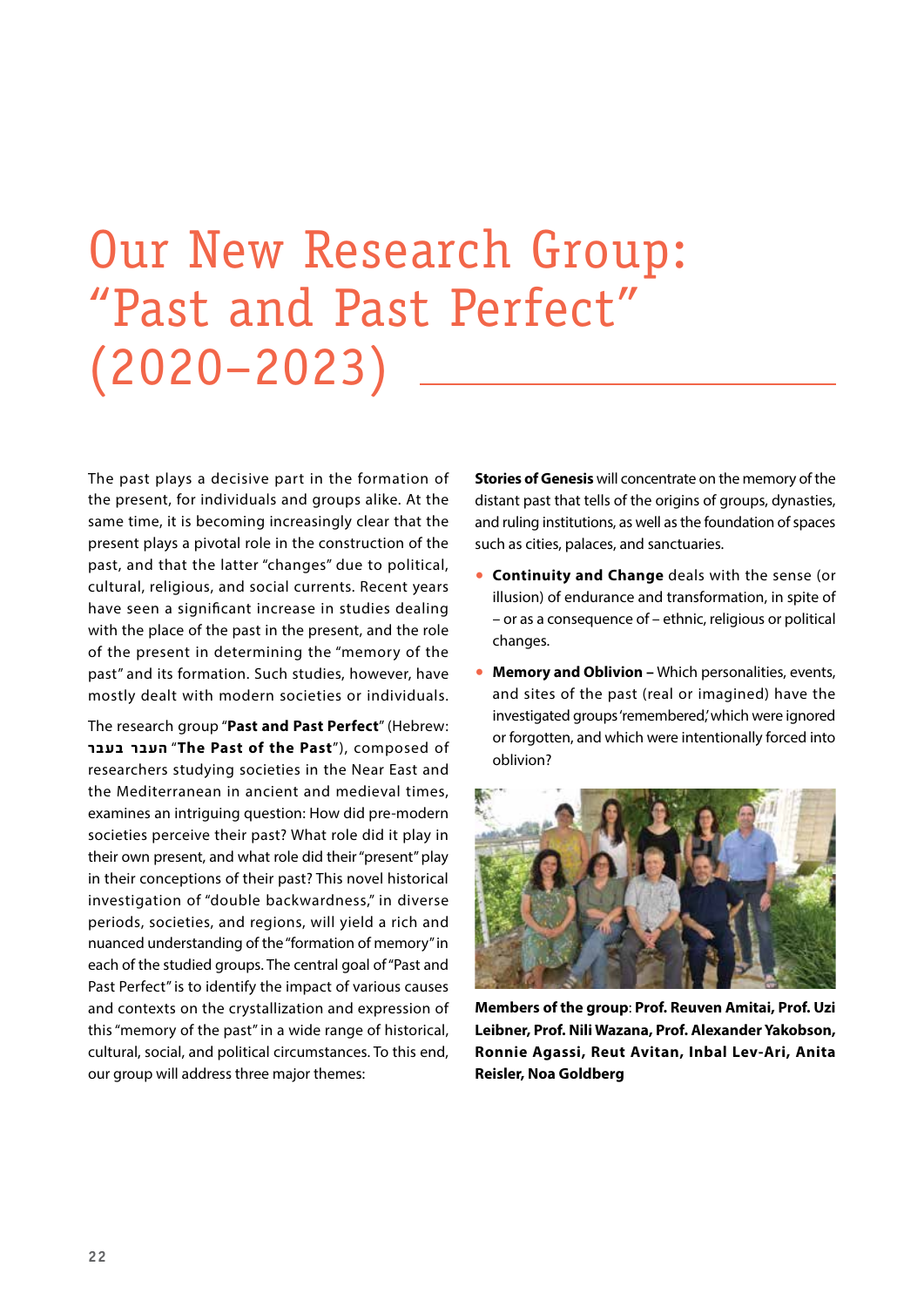# Our New Research Group: "Past and Past Perfect" (2020–2023)

The past plays a decisive part in the formation of the present, for individuals and groups alike. At the same time, it is becoming increasingly clear that the present plays a pivotal role in the construction of the past, and that the latter "changes" due to political, cultural, religious, and social currents. Recent years have seen a significant increase in studies dealing with the place of the past in the present, and the role of the present in determining the "memory of the past" and its formation. Such studies, however, have mostly dealt with modern societies or individuals.

The research group "**Past and Past Perfect**" (Hebrew: **העבר בעבר** "**The Past of the Past**"), composed of researchers studying societies in the Near East and the Mediterranean in ancient and medieval times, examines an intriguing question: How did pre-modern societies perceive their past? What role did it play in their own present, and what role did their "present" play in their conceptions of their past? This novel historical investigation of "double backwardness," in diverse periods, societies, and regions, will yield a rich and nuanced understanding of the "formation of memory" in each of the studied groups. The central goal of "Past and Past Perfect" is to identify the impact of various causes and contexts on the crystallization and expression of this "memory of the past" in a wide range of historical, cultural, social, and political circumstances. To this end, our group will address three major themes:

**Stories of Genesis** will concentrate on the memory of the distant past that tells of the origins of groups, dynasties, and ruling institutions, as well as the foundation of spaces such as cities, palaces, and sanctuaries.

- **Continuity and Change** deals with the sense (or illusion) of endurance and transformation, in spite of – or as a consequence of – ethnic, religious or political changes.
- **Memory and Oblivion –** Which personalities, events, and sites of the past (real or imagined) have the investigated groups 'remembered,' which were ignored or forgotten, and which were intentionally forced into oblivion?

**Members of the group**: **Prof. Reuven Amitai, Prof. Uzi Leibner, Prof. Nili Wazana, Prof. Alexander Yakobson, Ronnie Agassi, Reut Avitan, Inbal Lev-Ari, Anita Reisler, Noa Goldberg**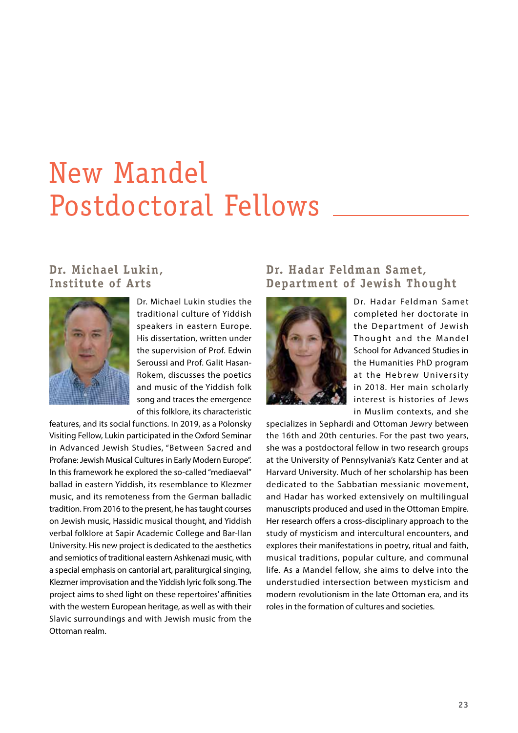# New Mandel Postdoctoral Fellows

## Dr. Michael Lukin, Institute of Arts

Dr. Michael Lukin studies the traditional culture of Yiddish speakers in eastern Europe. His dissertation, written under the supervision of Prof. Edwin Seroussi and Prof. Galit Hasan-Rokem, discusses the poetics and music of the Yiddish folk song and traces the emergence of this folklore, its characteristic features, and its social functions. In 2019, as a Polonsky Visiting Fellow, Lukin participated in the Oxford Seminar in Advanced Jewish Studies, "Between Sacred and Profane: Jewish Musical Cultures in Early Modern Europe". In this framework he explored the so-called "mediaeval" ballad in eastern Yiddish, its resemblance to Klezmer music, and its remoteness from the German balladic tradition. From 2016 to the present, he has taught courses on Jewish music, Hassidic musical thought, and Yiddish verbal folklore at Sapir Academic College and Bar-Ilan University. His new project is dedicated to the aesthetics and semiotics of traditional eastern Ashkenazi music, with a special emphasis on cantorial art, paraliturgical singing, Klezmer improvisation and the Yiddish lyric folk song. The project aims to shed light on these repertoires' affinities with the western European heritage, as well as with their Slavic surroundings and with Jewish music from the Ottoman realm.

## Dr. Hadar Feldman Samet, Department of Jewish Thought

Dr. Hadar Feldman Samet completed her doctorate in the Department of Jewish Thought and the Mandel School for Advanced Studies in the Humanities PhD program at the Hebrew University in 2018. Her main scholarly interest is histories of Jews in Muslim contexts, and she specializes in Sephardi and Ottoman Jewry between the 16th and 20th centuries. For the past two years, she was a postdoctoral fellow in two research groups at the University of Pennsylvania's Katz Center and at Harvard University. Much of her scholarship has been dedicated to the Sabbatian messianic movement, and Hadar has worked extensively on multilingual manuscripts produced and used in the Ottoman Empire. Her research offers a cross-disciplinary approach to the study of mysticism and intercultural encounters, and explores their manifestations in poetry, ritual and faith, musical traditions, popular culture, and communal life. As a Mandel fellow, she aims to delve into the understudied intersection between mysticism and modern revolutionism in the late Ottoman era, and its roles in the formation of cultures and societies.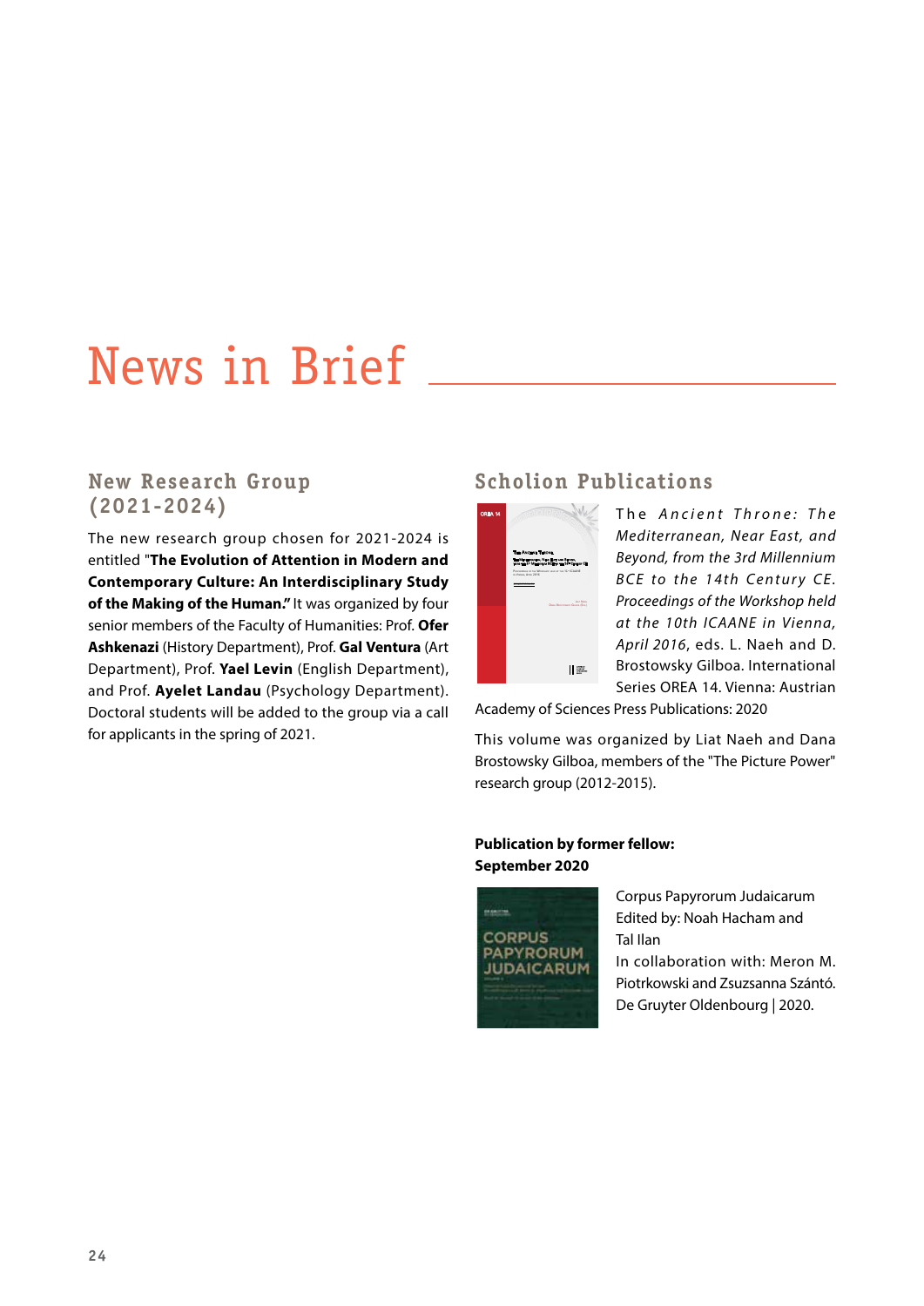# News in Brief

## New Research Group (2021-2024)

The new research group chosen for 2021-2024 is entitled "**The Evolution of Attention in Modern and Contemporary Culture: An Interdisciplinary Study of the Making of the Human.**" It was organized by four senior members of the Faculty of Humanities: Prof. **Ofer Ashkenazi** (History Department), Prof. **Gal Ventura** (Art Department), Prof. **Yael Levin** (English Department), and Prof. **Ayelet Landau** (Psychology Department). Doctoral students will be added to the group via a call for applicants in the spring of 2021.

## Scholion Publications

The *Ancient Throne: The Mediterranean, Near East, and Beyond, from the 3rd Millennium BCE to the 14th Century CE. Proceedings of the Workshop held at the 10th ICAANE in Vienna, April 2016*, eds. L. Naeh and D. Brostowsky Gilboa. International Series OREA 14. Vienna: Austrian Academy of Sciences Press Publications: 2020

This volume was organized by Liat Naeh and Dana Brostowsky Gilboa, members of the "The Picture Power" research group (2012-2015).

**Publication by former fellow: September 2020**

Corpus Papyrorum Judaicarum
Edited by: Noah Hacham and Tal Ilan
In collaboration with: Meron M. Piotrkowski and Zsuzsanna Szántó.
De Gruyter Oldenbourg | 2020.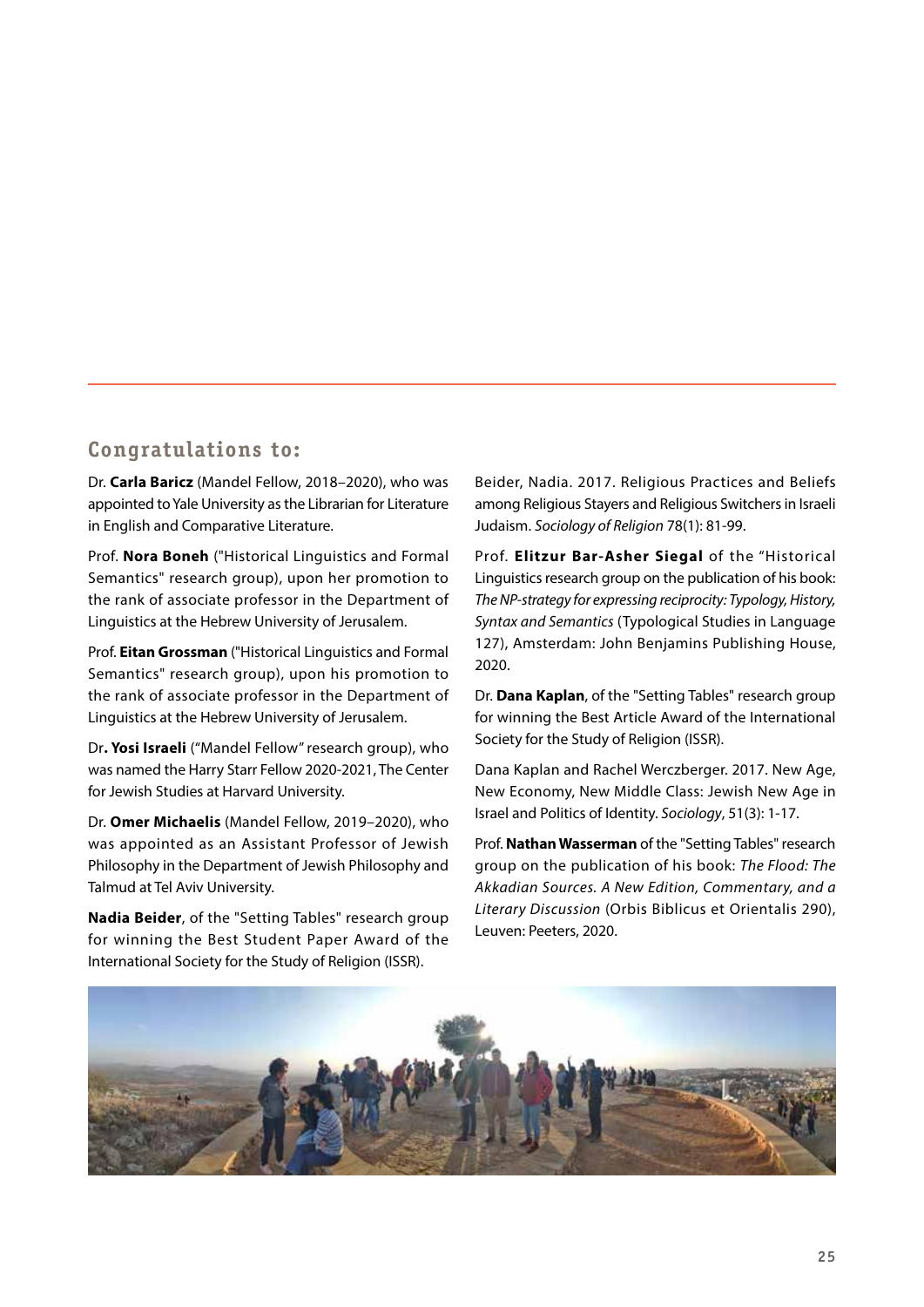## Congratulations to:

Dr. **Carla Baricz** (Mandel Fellow, 2018–2020), who was appointed to Yale University as the Librarian for Literature in English and Comparative Literature.

Prof. **Nora Boneh** ("Historical Linguistics and Formal Semantics" research group), upon her promotion to the rank of associate professor in the Department of Linguistics at the Hebrew University of Jerusalem.

Prof. **Eitan Grossman** ("Historical Linguistics and Formal Semantics" research group), upon his promotion to the rank of associate professor in the Department of Linguistics at the Hebrew University of Jerusalem.

Dr**. Yosi Israeli** ("Mandel Fellow" research group), who was named the Harry Starr Fellow 2020-2021, The Center for Jewish Studies at Harvard University.

Dr. **Omer Michaelis** (Mandel Fellow, 2019–2020), who was appointed as an Assistant Professor of Jewish Philosophy in the Department of Jewish Philosophy and Talmud at Tel Aviv University.

**Nadia Beider**, of the "Setting Tables" research group for winning the Best Student Paper Award of the International Society for the Study of Religion (ISSR).

Beider, Nadia. 2017. Religious Practices and Beliefs among Religious Stayers and Religious Switchers in Israeli Judaism. *Sociology of Religion* 78(1): 81-99.

Prof. **Elitzur Bar-Asher Siegal** of the "Historical Linguistics research group on the publication of his book: *The NP-strategy for expressing reciprocity: Typology, History, Syntax and Semantics* (Typological Studies in Language 127), Amsterdam: John Benjamins Publishing House, 2020.

Dr. **Dana Kaplan**, of the "Setting Tables" research group for winning the Best Article Award of the International Society for the Study of Religion (ISSR).

Dana Kaplan and Rachel Werczberger. 2017. New Age, New Economy, New Middle Class: Jewish New Age in Israel and Politics of Identity. *Sociology*, 51(3): 1-17.

Prof. **Nathan Wasserman** of the "Setting Tables" research group on the publication of his book: *The Flood: The Akkadian Sources. A New Edition, Commentary, and a Literary Discussion* (Orbis Biblicus et Orientalis 290), Leuven: Peeters, 2020.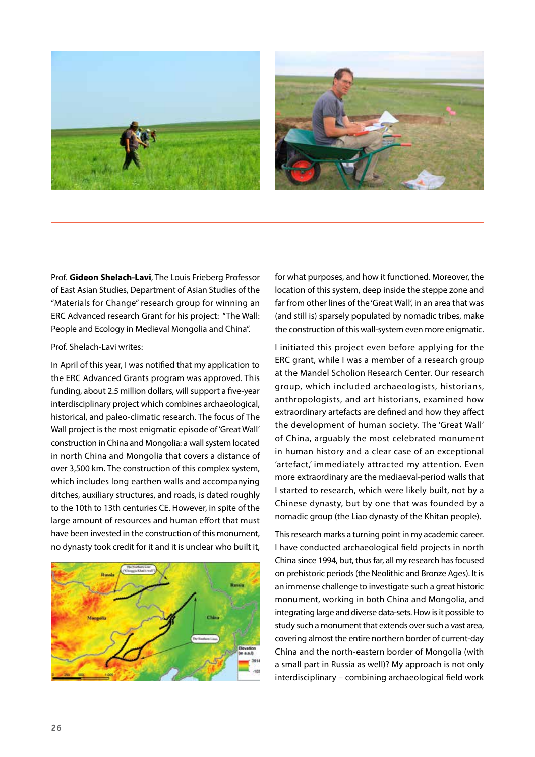Prof. **Gideon Shelach-Lavi**, The Louis Frieberg Professor of East Asian Studies, Department of Asian Studies of the "Materials for Change" research group for winning an ERC Advanced research Grant for his project: "The Wall: People and Ecology in Medieval Mongolia and China".

Prof. Shelach-Lavi writes:

In April of this year, I was notified that my application to the ERC Advanced Grants program was approved. This funding, about 2.5 million dollars, will support a five-year interdisciplinary project which combines archaeological, historical, and paleo-climatic research. The focus of The Wall project is the most enigmatic episode of 'Great Wall' construction in China and Mongolia: a wall system located in north China and Mongolia that covers a distance of over 3,500 km. The construction of this complex system, which includes long earthen walls and accompanying ditches, auxiliary structures, and roads, is dated roughly to the 10th to 13th centuries CE. However, in spite of the large amount of resources and human effort that must have been invested in the construction of this monument, no dynasty took credit for it and it is unclear who built it, for what purposes, and how it functioned. Moreover, the location of this system, deep inside the steppe zone and far from other lines of the 'Great Wall', in an area that was (and still is) sparsely populated by nomadic tribes, make the construction of this wall-system even more enigmatic.

I initiated this project even before applying for the ERC grant, while I was a member of a research group at the Mandel Scholion Research Center. Our research group, which included archaeologists, historians, anthropologists, and art historians, examined how extraordinary artefacts are defined and how they affect the development of human society. The 'Great Wall' of China, arguably the most celebrated monument in human history and a clear case of an exceptional 'artefact,' immediately attracted my attention. Even more extraordinary are the mediaeval-period walls that I started to research, which were likely built, not by a Chinese dynasty, but by one that was founded by a nomadic group (the Liao dynasty of the Khitan people).

This research marks a turning point in my academic career. I have conducted archaeological field projects in north China since 1994, but, thus far, all my research has focused on prehistoric periods (the Neolithic and Bronze Ages). It is an immense challenge to investigate such a great historic monument, working in both China and Mongolia, and integrating large and diverse data-sets. How is it possible to study such a monument that extends over such a vast area, covering almost the entire northern border of current-day China and the north-eastern border of Mongolia (with a small part in Russia as well)? My approach is not only interdisciplinary – combining archaeological field work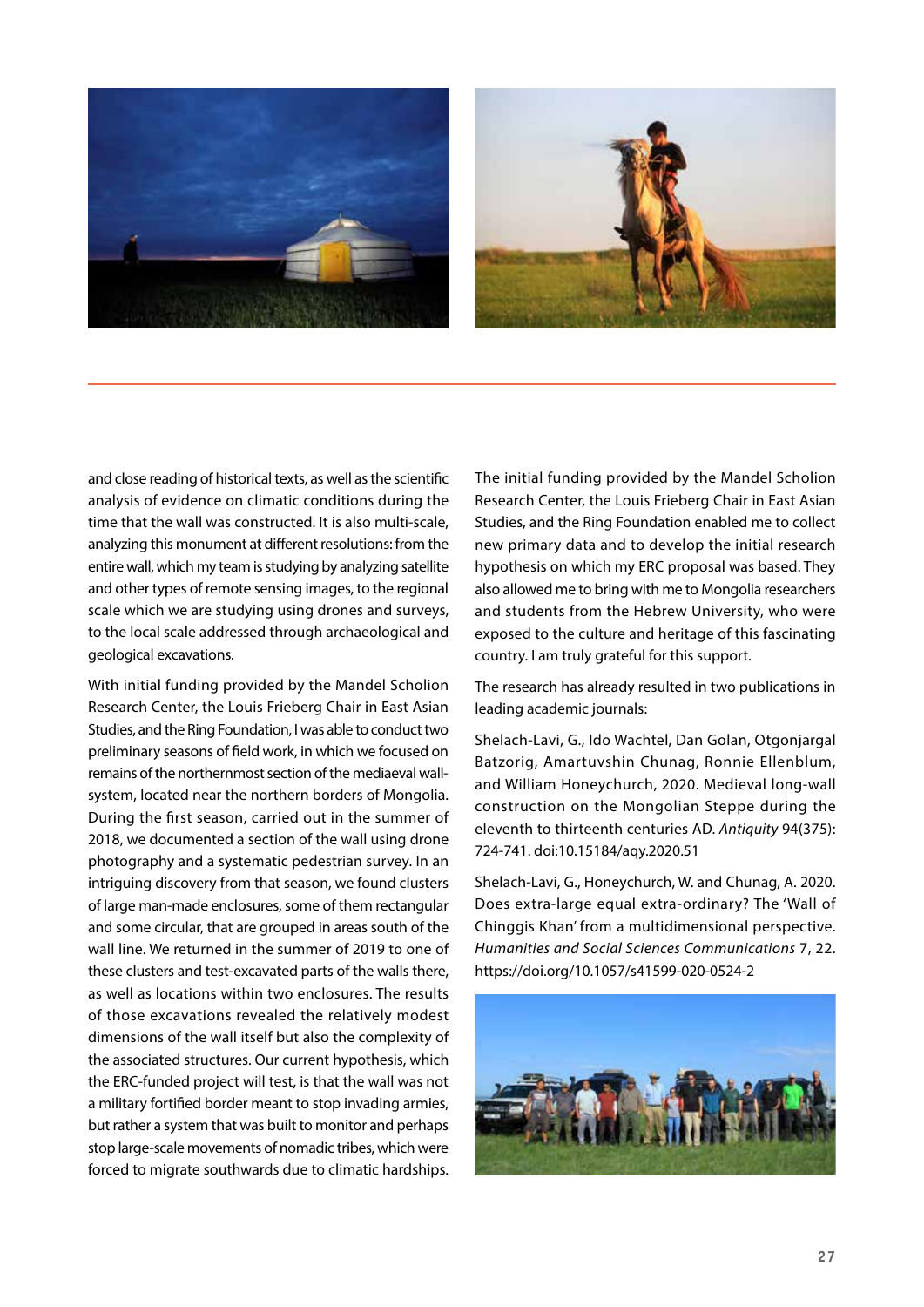and close reading of historical texts, as well as the scientific analysis of evidence on climatic conditions during the time that the wall was constructed. It is also multi-scale, analyzing this monument at different resolutions: from the entire wall, which my team is studying by analyzing satellite and other types of remote sensing images, to the regional scale which we are studying using drones and surveys, to the local scale addressed through archaeological and geological excavations.

With initial funding provided by the Mandel Scholion Research Center, the Louis Frieberg Chair in East Asian Studies, and the Ring Foundation, I was able to conduct two preliminary seasons of field work, in which we focused on remains of the northernmost section of the mediaeval wall-system, located near the northern borders of Mongolia. During the first season, carried out in the summer of 2018, we documented a section of the wall using drone photography and a systematic pedestrian survey. In an intriguing discovery from that season, we found clusters of large man-made enclosures, some of them rectangular and some circular, that are grouped in areas south of the wall line. We returned in the summer of 2019 to one of these clusters and test-excavated parts of the walls there, as well as locations within two enclosures. The results of those excavations revealed the relatively modest dimensions of the wall itself but also the complexity of the associated structures. Our current hypothesis, which the ERC-funded project will test, is that the wall was not a military fortified border meant to stop invading armies, but rather a system that was built to monitor and perhaps stop large-scale movements of nomadic tribes, which were forced to migrate southwards due to climatic hardships.

The initial funding provided by the Mandel Scholion Research Center, the Louis Frieberg Chair in East Asian Studies, and the Ring Foundation enabled me to collect new primary data and to develop the initial research hypothesis on which my ERC proposal was based. They also allowed me to bring with me to Mongolia researchers and students from the Hebrew University, who were exposed to the culture and heritage of this fascinating country. I am truly grateful for this support.

The research has already resulted in two publications in leading academic journals:

Shelach-Lavi, G., Ido Wachtel, Dan Golan, Otgonjargal Batzorig, Amartuvshin Chunag, Ronnie Ellenblum, and William Honeychurch, 2020. Medieval long-wall construction on the Mongolian Steppe during the eleventh to thirteenth centuries AD. *Antiquity* 94(375): 724-741. doi:10.15184/aqy.2020.51

Shelach-Lavi, G., Honeychurch, W. and Chunag, A. 2020. Does extra-large equal extra-ordinary? The 'Wall of Chinggis Khan' from a multidimensional perspective. *Humanities and Social Sciences Communications* 7, 22. https://doi.org/10.1057/s41599-020-0524-2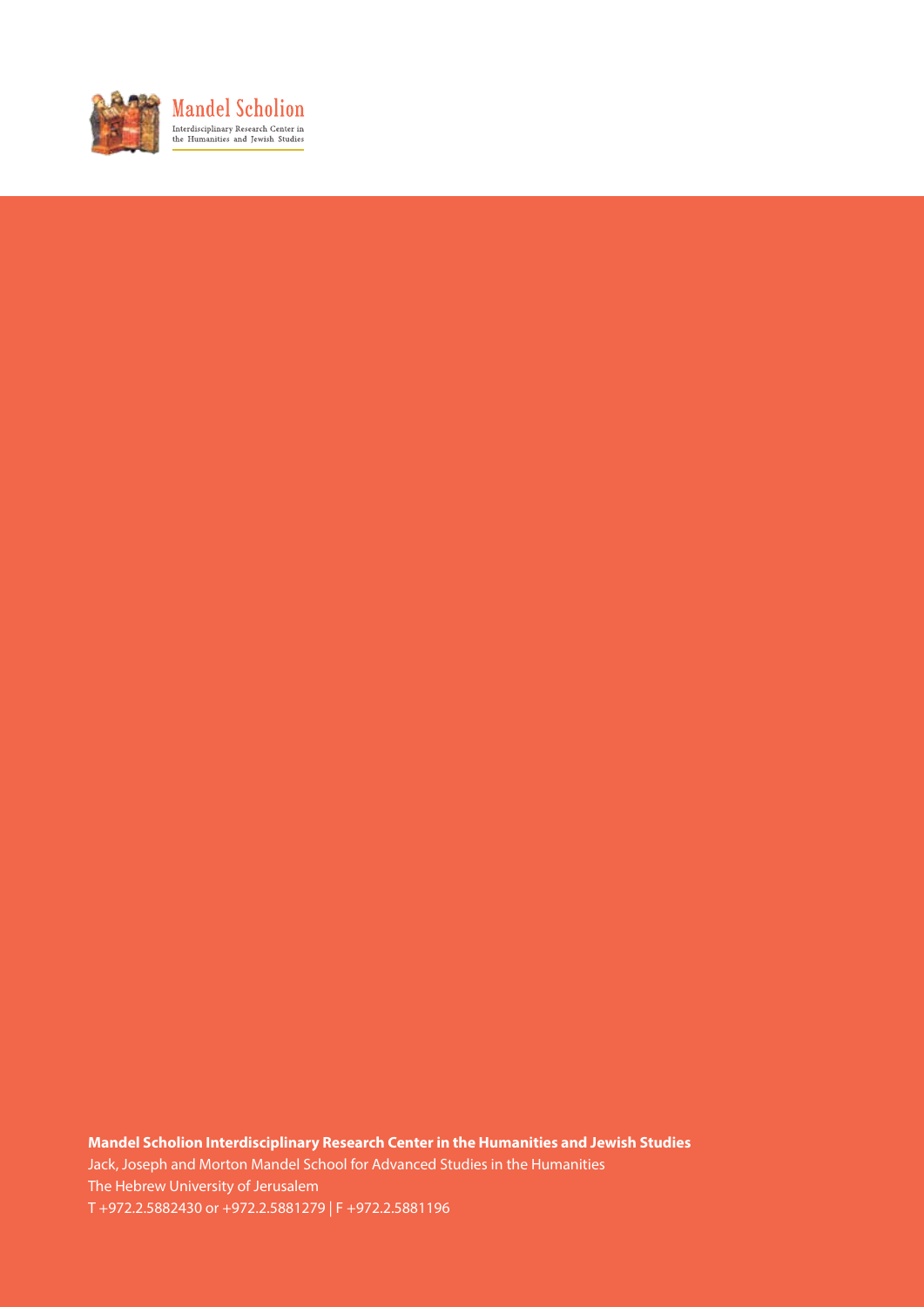Mandel Scholion

Interdisciplinary Research Center in the Humanities and Jewish Studies

**Mandel Scholion Interdisciplinary Research Center in the Humanities and Jewish Studies**

Jack, Joseph and Morton Mandel School for Advanced Studies in the Humanities

The Hebrew University of Jerusalem

T +972.2.5882430 or +972.2.5881279 | F +972.2.5881196